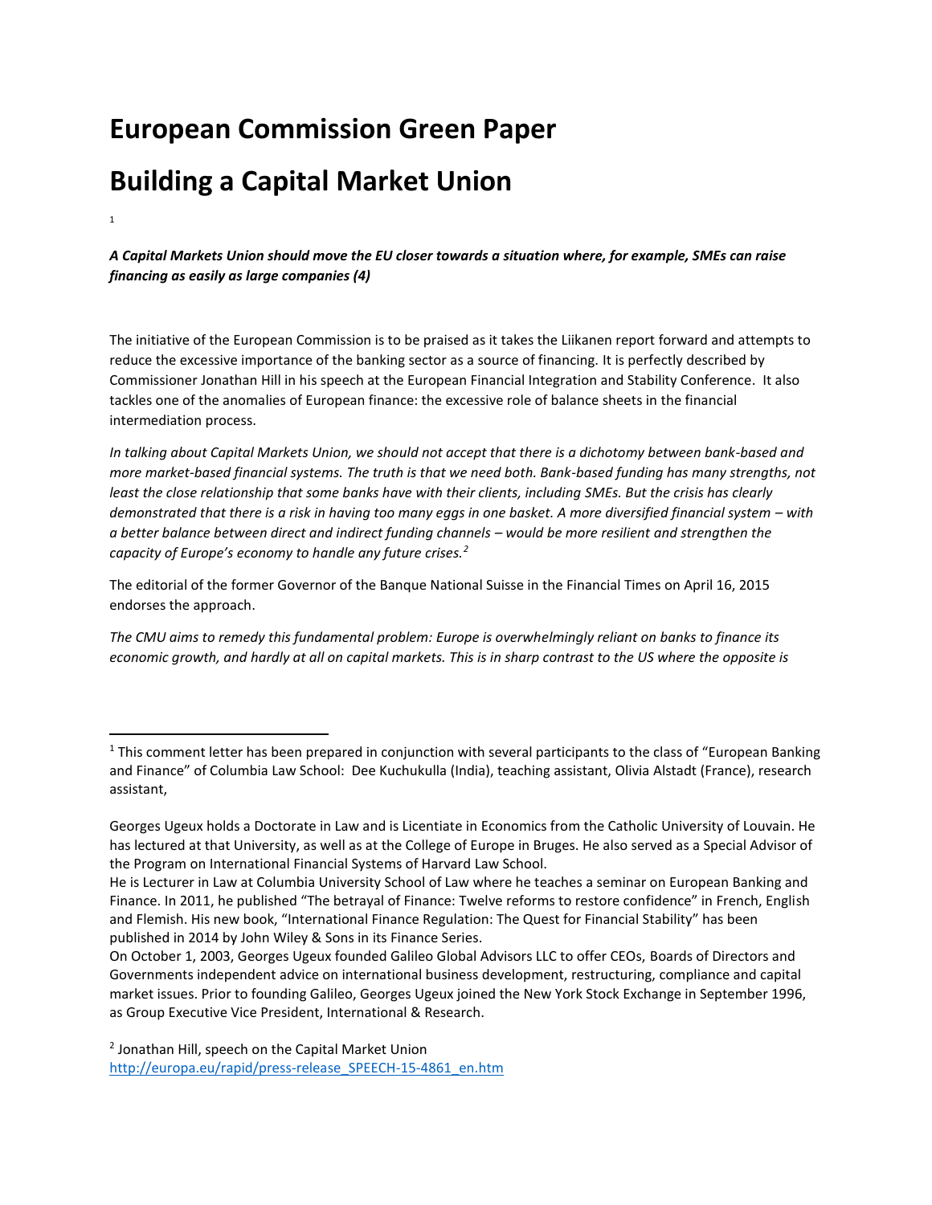# European Commission Green Paper

# Building a Capital Market Union

[1]

***A Capital Markets Union should move the EU closer towards a situation where, for example, SMEs can raise financing as easily as large companies (4)***

The initiative of the European Commission is to be praised as it takes the Liikanen report forward and attempts to reduce the excessive importance of the banking sector as a source of financing. It is perfectly described by Commissioner Jonathan Hill in his speech at the European Financial Integration and Stability Conference. It also tackles one of the anomalies of European finance: the excessive role of balance sheets in the financial intermediation process.

*In talking about Capital Markets Union, we should not accept that there is a dichotomy between bank-based and more market-based financial systems. The truth is that we need both. Bank-based funding has many strengths, not least the close relationship that some banks have with their clients, including SMEs. But the crisis has clearly demonstrated that there is a risk in having too many eggs in one basket. A more diversified financial system – with a better balance between direct and indirect funding channels – would be more resilient and strengthen the capacity of Europe's economy to handle any future crises.*[2]

The editorial of the former Governor of the Banque National Suisse in the Financial Times on April 16, 2015 endorses the approach.

*The CMU aims to remedy this fundamental problem: Europe is overwhelmingly reliant on banks to finance its economic growth, and hardly at all on capital markets. This is in sharp contrast to the US where the opposite is*

---

[1] This comment letter has been prepared in conjunction with several participants to the class of "European Banking and Finance" of Columbia Law School: Dee Kuchukulla (India), teaching assistant, Olivia Alstadt (France), research assistant,

Georges Ugeux holds a Doctorate in Law and is Licentiate in Economics from the Catholic University of Louvain. He has lectured at that University, as well as at the College of Europe in Bruges. He also served as a Special Advisor of the Program on International Financial Systems of Harvard Law School.
He is Lecturer in Law at Columbia University School of Law where he teaches a seminar on European Banking and Finance. In 2011, he published "The betrayal of Finance: Twelve reforms to restore confidence" in French, English and Flemish. His new book, "International Finance Regulation: The Quest for Financial Stability" has been published in 2014 by John Wiley & Sons in its Finance Series.
On October 1, 2003, Georges Ugeux founded Galileo Global Advisors LLC to offer CEOs, Boards of Directors and Governments independent advice on international business development, restructuring, compliance and capital market issues. Prior to founding Galileo, Georges Ugeux joined the New York Stock Exchange in September 1996, as Group Executive Vice President, International & Research.

[2] Jonathan Hill, speech on the Capital Market Union
http://europa.eu/rapid/press-release_SPEECH-15-4861_en.htm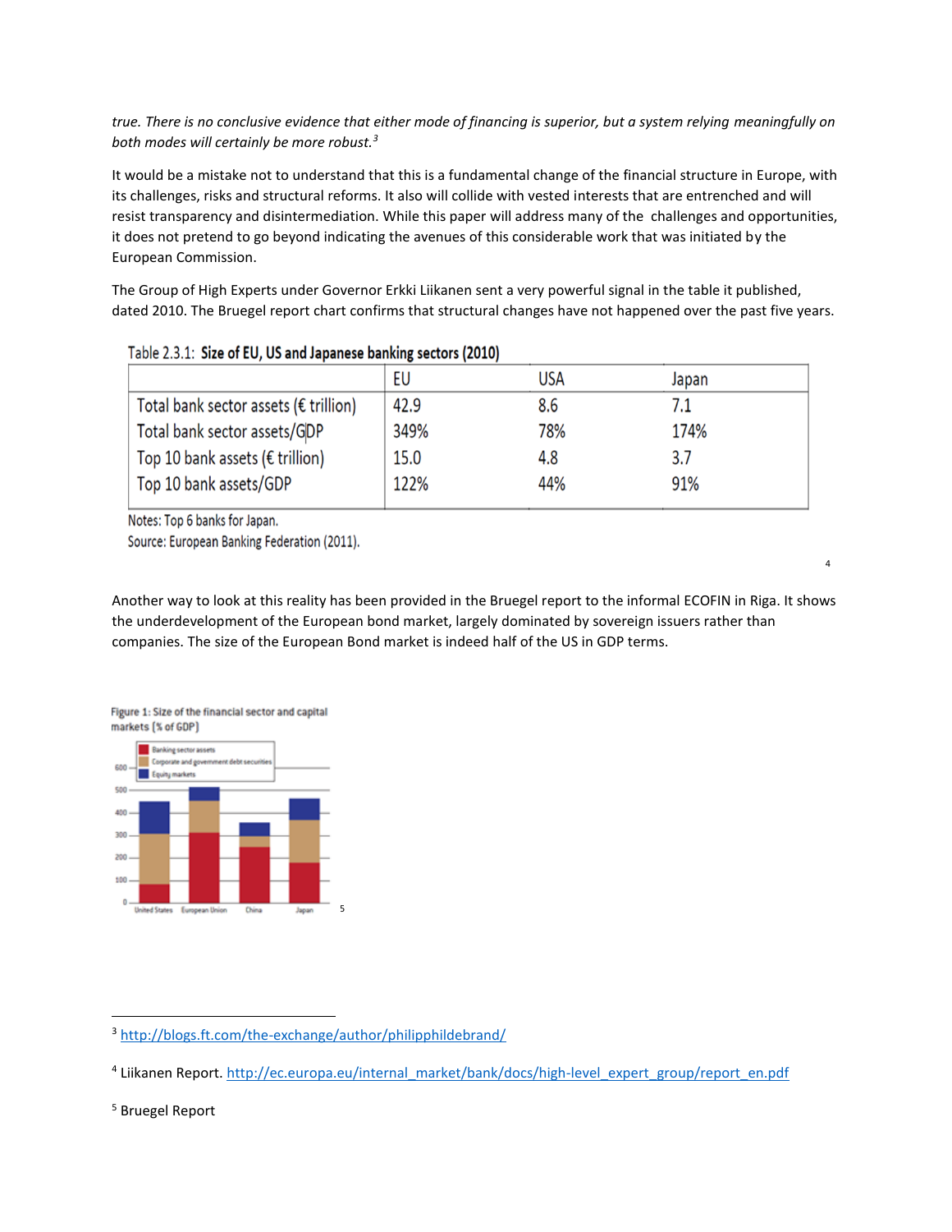*true. There is no conclusive evidence that either mode of financing is superior, but a system relying meaningfully on both modes will certainly be more robust.*[3]

It would be a mistake not to understand that this is a fundamental change of the financial structure in Europe, with its challenges, risks and structural reforms. It also will collide with vested interests that are entrenched and will resist transparency and disintermediation. While this paper will address many of the challenges and opportunities, it does not pretend to go beyond indicating the avenues of this considerable work that was initiated by the European Commission.

The Group of High Experts under Governor Erkki Liikanen sent a very powerful signal in the table it published, dated 2010. The Bruegel report chart confirms that structural changes have not happened over the past five years.

Table 2.3.1: **Size of EU, US and Japanese banking sectors (2010)**

| | EU | USA | Japan |
|---|---|---|---|
| Total bank sector assets (€ trillion) | 42.9 | 8.6 | 7.1 |
| Total bank sector assets/GDP | 349% | 78% | 174% |
| Top 10 bank assets (€ trillion) | 15.0 | 4.8 | 3.7 |
| Top 10 bank assets/GDP | 122% | 44% | 91% |

Notes: Top 6 banks for Japan.
Source: European Banking Federation (2011).

[4]

Another way to look at this reality has been provided in the Bruegel report to the informal ECOFIN in Riga. It shows the underdevelopment of the European bond market, largely dominated by sovereign issuers rather than companies. The size of the European Bond market is indeed half of the US in GDP terms.

Figure 1: Size of the financial sector and capital markets (% of GDP)

[5]

---

[3] http://blogs.ft.com/the-exchange/author/philipphildebrand/

[4] Liikanen Report. http://ec.europa.eu/internal_market/bank/docs/high-level_expert_group/report_en.pdf

[5] Bruegel Report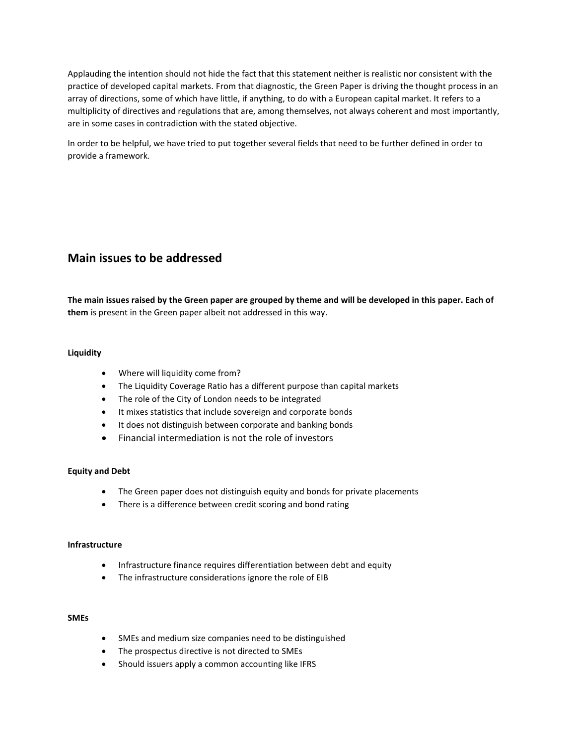Applauding the intention should not hide the fact that this statement neither is realistic nor consistent with the practice of developed capital markets. From that diagnostic, the Green Paper is driving the thought process in an array of directions, some of which have little, if anything, to do with a European capital market. It refers to a multiplicity of directives and regulations that are, among themselves, not always coherent and most importantly, are in some cases in contradiction with the stated objective.

In order to be helpful, we have tried to put together several fields that need to be further defined in order to provide a framework.

## Main issues to be addressed

**The main issues raised by the Green paper are grouped by theme and will be developed in this paper. Each of them** is present in the Green paper albeit not addressed in this way.

**Liquidity**

- Where will liquidity come from?
- The Liquidity Coverage Ratio has a different purpose than capital markets
- The role of the City of London needs to be integrated
- It mixes statistics that include sovereign and corporate bonds
- It does not distinguish between corporate and banking bonds
- Financial intermediation is not the role of investors

**Equity and Debt**

- The Green paper does not distinguish equity and bonds for private placements
- There is a difference between credit scoring and bond rating

**Infrastructure**

- Infrastructure finance requires differentiation between debt and equity
- The infrastructure considerations ignore the role of EIB

**SMEs**

- SMEs and medium size companies need to be distinguished
- The prospectus directive is not directed to SMEs
- Should issuers apply a common accounting like IFRS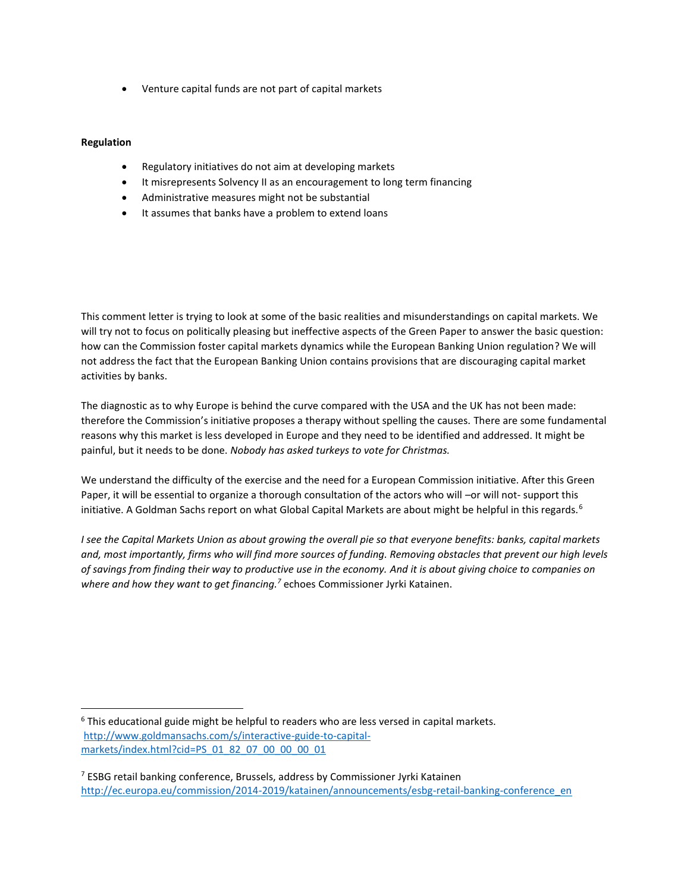- Venture capital funds are not part of capital markets

**Regulation**

- Regulatory initiatives do not aim at developing markets
- It misrepresents Solvency II as an encouragement to long term financing
- Administrative measures might not be substantial
- It assumes that banks have a problem to extend loans

This comment letter is trying to look at some of the basic realities and misunderstandings on capital markets. We will try not to focus on politically pleasing but ineffective aspects of the Green Paper to answer the basic question: how can the Commission foster capital markets dynamics while the European Banking Union regulation? We will not address the fact that the European Banking Union contains provisions that are discouraging capital market activities by banks.

The diagnostic as to why Europe is behind the curve compared with the USA and the UK has not been made: therefore the Commission's initiative proposes a therapy without spelling the causes. There are some fundamental reasons why this market is less developed in Europe and they need to be identified and addressed. It might be painful, but it needs to be done. *Nobody has asked turkeys to vote for Christmas.*

We understand the difficulty of the exercise and the need for a European Commission initiative. After this Green Paper, it will be essential to organize a thorough consultation of the actors who will –or will not- support this initiative. A Goldman Sachs report on what Global Capital Markets are about might be helpful in this regards.[6]

*I see the Capital Markets Union as about growing the overall pie so that everyone benefits: banks, capital markets and, most importantly, firms who will find more sources of funding. Removing obstacles that prevent our high levels of savings from finding their way to productive use in the economy. And it is about giving choice to companies on where and how they want to get financing.*[7] echoes Commissioner Jyrki Katainen.

---

[6] This educational guide might be helpful to readers who are less versed in capital markets. http://www.goldmansachs.com/s/interactive-guide-to-capital-markets/index.html?cid=PS_01_82_07_00_00_00_01

[7] ESBG retail banking conference, Brussels, address by Commissioner Jyrki Katainen http://ec.europa.eu/commission/2014-2019/katainen/announcements/esbg-retail-banking-conference_en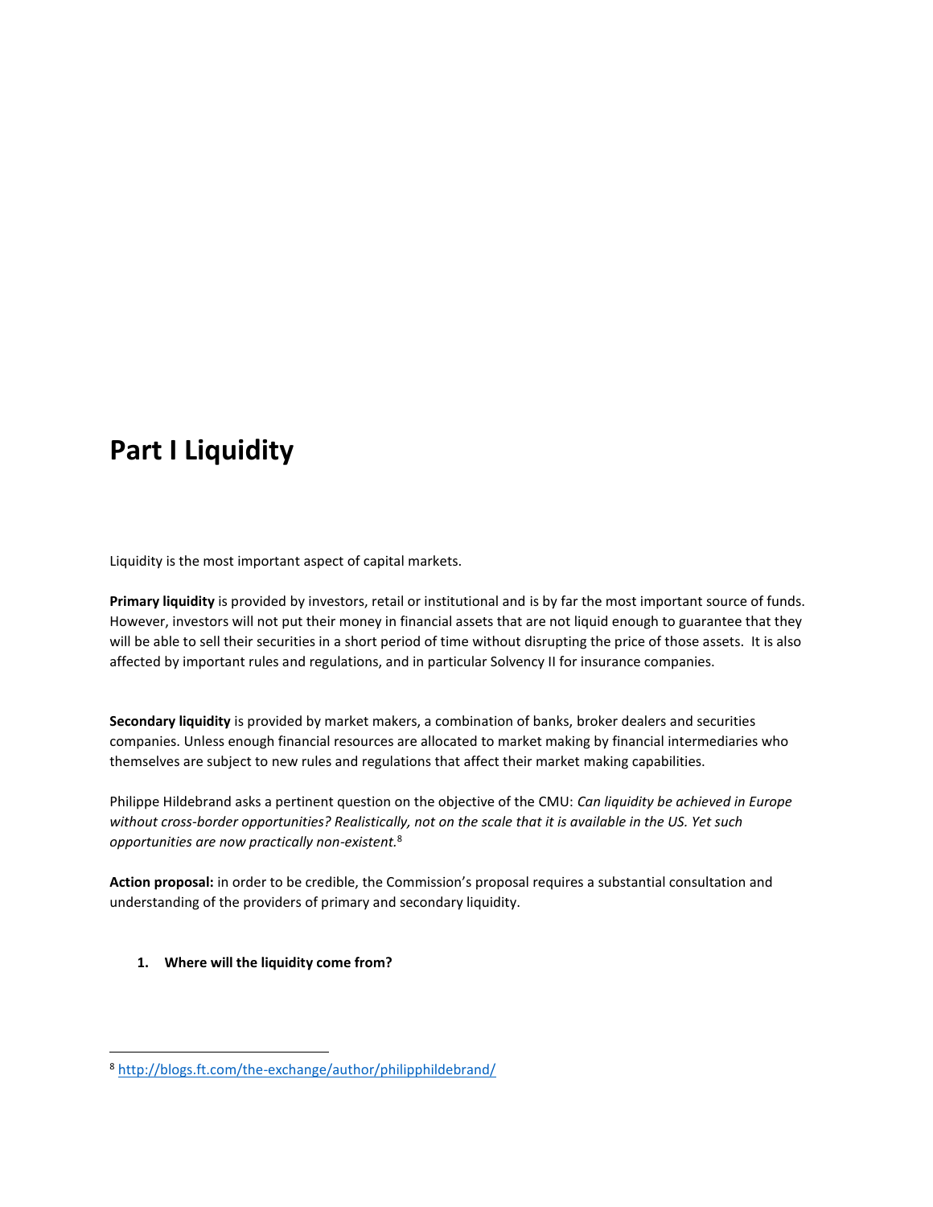# Part I Liquidity

Liquidity is the most important aspect of capital markets.

**Primary liquidity** is provided by investors, retail or institutional and is by far the most important source of funds. However, investors will not put their money in financial assets that are not liquid enough to guarantee that they will be able to sell their securities in a short period of time without disrupting the price of those assets. It is also affected by important rules and regulations, and in particular Solvency II for insurance companies.

**Secondary liquidity** is provided by market makers, a combination of banks, broker dealers and securities companies. Unless enough financial resources are allocated to market making by financial intermediaries who themselves are subject to new rules and regulations that affect their market making capabilities.

Philippe Hildebrand asks a pertinent question on the objective of the CMU: *Can liquidity be achieved in Europe without cross-border opportunities? Realistically, not on the scale that it is available in the US. Yet such opportunities are now practically non-existent.*[8]

**Action proposal:** in order to be credible, the Commission's proposal requires a substantial consultation and understanding of the providers of primary and secondary liquidity.

1. **Where will the liquidity come from?**

[8] http://blogs.ft.com/the-exchange/author/philipphildebrand/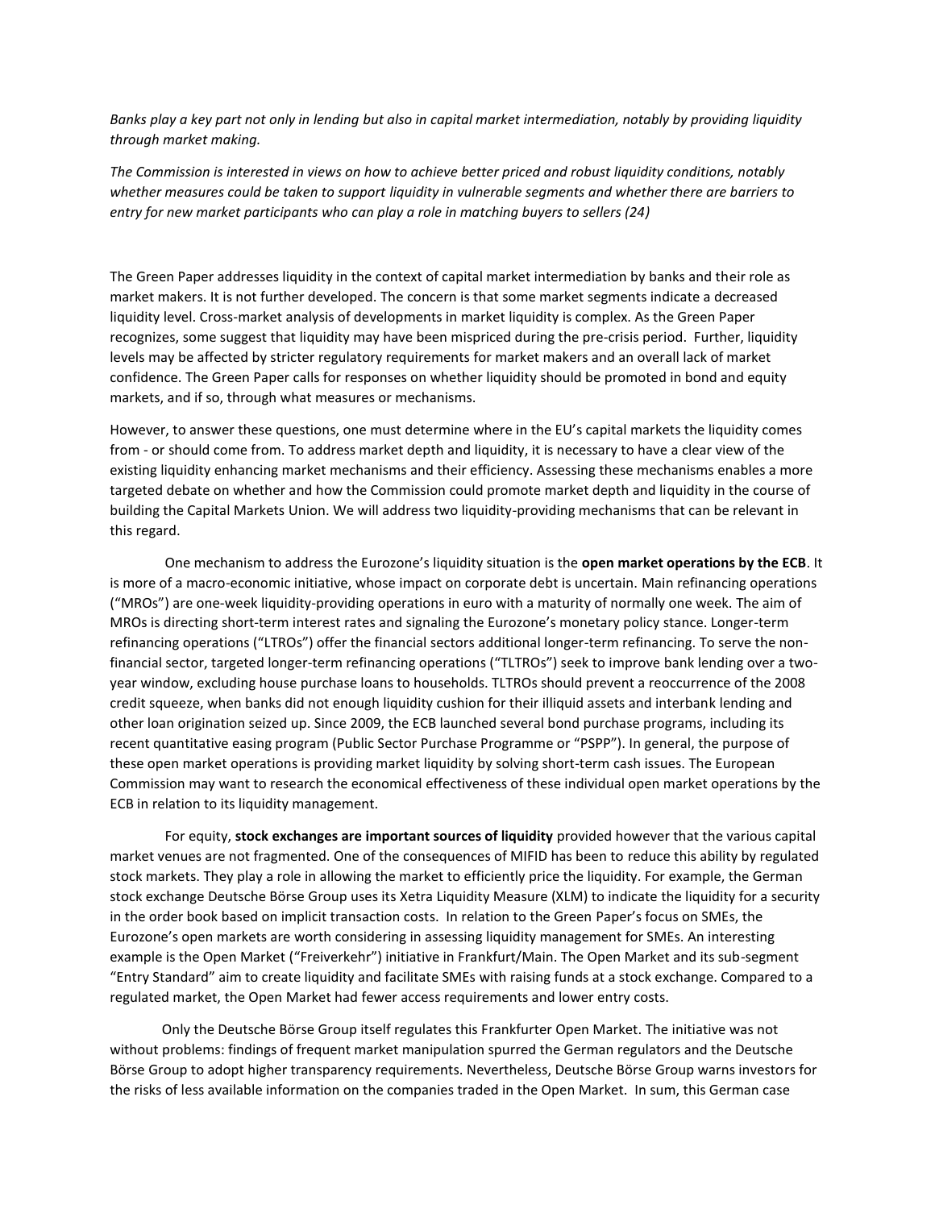*Banks play a key part not only in lending but also in capital market intermediation, notably by providing liquidity through market making.*

*The Commission is interested in views on how to achieve better priced and robust liquidity conditions, notably whether measures could be taken to support liquidity in vulnerable segments and whether there are barriers to entry for new market participants who can play a role in matching buyers to sellers (24)*

The Green Paper addresses liquidity in the context of capital market intermediation by banks and their role as market makers. It is not further developed. The concern is that some market segments indicate a decreased liquidity level. Cross-market analysis of developments in market liquidity is complex. As the Green Paper recognizes, some suggest that liquidity may have been mispriced during the pre-crisis period. Further, liquidity levels may be affected by stricter regulatory requirements for market makers and an overall lack of market confidence. The Green Paper calls for responses on whether liquidity should be promoted in bond and equity markets, and if so, through what measures or mechanisms.

However, to answer these questions, one must determine where in the EU's capital markets the liquidity comes from - or should come from. To address market depth and liquidity, it is necessary to have a clear view of the existing liquidity enhancing market mechanisms and their efficiency. Assessing these mechanisms enables a more targeted debate on whether and how the Commission could promote market depth and liquidity in the course of building the Capital Markets Union. We will address two liquidity-providing mechanisms that can be relevant in this regard.

One mechanism to address the Eurozone's liquidity situation is the **open market operations by the ECB**. It is more of a macro-economic initiative, whose impact on corporate debt is uncertain. Main refinancing operations ("MROs") are one-week liquidity-providing operations in euro with a maturity of normally one week. The aim of MROs is directing short-term interest rates and signaling the Eurozone's monetary policy stance. Longer-term refinancing operations ("LTROs") offer the financial sectors additional longer-term refinancing. To serve the non-financial sector, targeted longer-term refinancing operations ("TLTROs") seek to improve bank lending over a two-year window, excluding house purchase loans to households. TLTROs should prevent a reoccurrence of the 2008 credit squeeze, when banks did not enough liquidity cushion for their illiquid assets and interbank lending and other loan origination seized up. Since 2009, the ECB launched several bond purchase programs, including its recent quantitative easing program (Public Sector Purchase Programme or "PSPP"). In general, the purpose of these open market operations is providing market liquidity by solving short-term cash issues. The European Commission may want to research the economical effectiveness of these individual open market operations by the ECB in relation to its liquidity management.

For equity, **stock exchanges are important sources of liquidity** provided however that the various capital market venues are not fragmented. One of the consequences of MIFID has been to reduce this ability by regulated stock markets. They play a role in allowing the market to efficiently price the liquidity. For example, the German stock exchange Deutsche Börse Group uses its Xetra Liquidity Measure (XLM) to indicate the liquidity for a security in the order book based on implicit transaction costs. In relation to the Green Paper's focus on SMEs, the Eurozone's open markets are worth considering in assessing liquidity management for SMEs. An interesting example is the Open Market ("Freiverkehr") initiative in Frankfurt/Main. The Open Market and its sub-segment "Entry Standard" aim to create liquidity and facilitate SMEs with raising funds at a stock exchange. Compared to a regulated market, the Open Market had fewer access requirements and lower entry costs.

Only the Deutsche Börse Group itself regulates this Frankfurter Open Market. The initiative was not without problems: findings of frequent market manipulation spurred the German regulators and the Deutsche Börse Group to adopt higher transparency requirements. Nevertheless, Deutsche Börse Group warns investors for the risks of less available information on the companies traded in the Open Market. In sum, this German case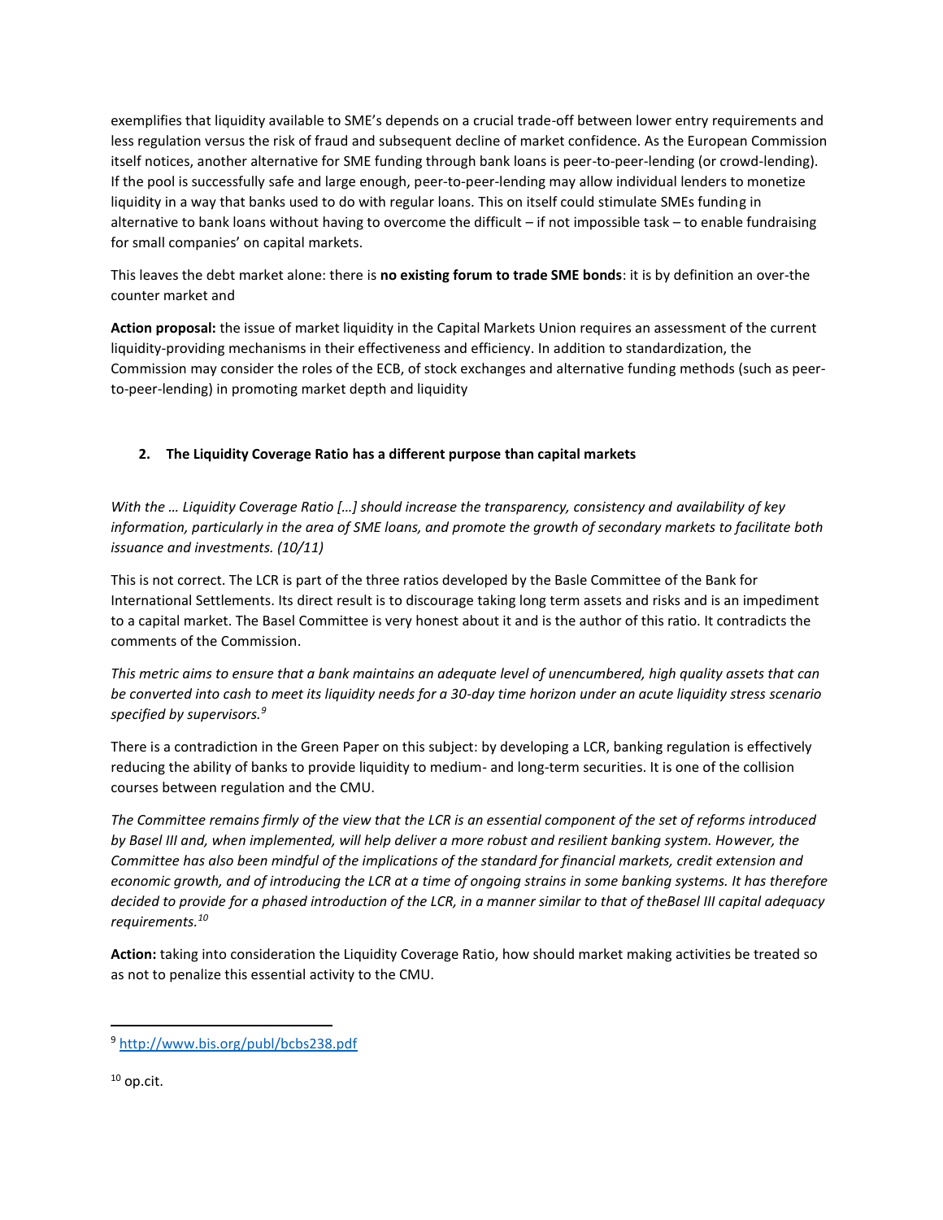exemplifies that liquidity available to SME's depends on a crucial trade-off between lower entry requirements and less regulation versus the risk of fraud and subsequent decline of market confidence. As the European Commission itself notices, another alternative for SME funding through bank loans is peer-to-peer-lending (or crowd-lending). If the pool is successfully safe and large enough, peer-to-peer-lending may allow individual lenders to monetize liquidity in a way that banks used to do with regular loans. This on itself could stimulate SMEs funding in alternative to bank loans without having to overcome the difficult – if not impossible task – to enable fundraising for small companies' on capital markets.

This leaves the debt market alone: there is **no existing forum to trade SME bonds**: it is by definition an over-the counter market and

**Action proposal:** the issue of market liquidity in the Capital Markets Union requires an assessment of the current liquidity-providing mechanisms in their effectiveness and efficiency. In addition to standardization, the Commission may consider the roles of the ECB, of stock exchanges and alternative funding methods (such as peer-to-peer-lending) in promoting market depth and liquidity

## 2. The Liquidity Coverage Ratio has a different purpose than capital markets

*With the … Liquidity Coverage Ratio […] should increase the transparency, consistency and availability of key information, particularly in the area of SME loans, and promote the growth of secondary markets to facilitate both issuance and investments. (10/11)*

This is not correct. The LCR is part of the three ratios developed by the Basle Committee of the Bank for International Settlements. Its direct result is to discourage taking long term assets and risks and is an impediment to a capital market. The Basel Committee is very honest about it and is the author of this ratio. It contradicts the comments of the Commission.

*This metric aims to ensure that a bank maintains an adequate level of unencumbered, high quality assets that can be converted into cash to meet its liquidity needs for a 30-day time horizon under an acute liquidity stress scenario specified by supervisors.*[9]

There is a contradiction in the Green Paper on this subject: by developing a LCR, banking regulation is effectively reducing the ability of banks to provide liquidity to medium- and long-term securities. It is one of the collision courses between regulation and the CMU.

*The Committee remains firmly of the view that the LCR is an essential component of the set of reforms introduced by Basel III and, when implemented, will help deliver a more robust and resilient banking system. However, the Committee has also been mindful of the implications of the standard for financial markets, credit extension and economic growth, and of introducing the LCR at a time of ongoing strains in some banking systems. It has therefore decided to provide for a phased introduction of the LCR, in a manner similar to that of theBasel III capital adequacy requirements.*[10]

**Action:** taking into consideration the Liquidity Coverage Ratio, how should market making activities be treated so as not to penalize this essential activity to the CMU.

---

[9] http://www.bis.org/publ/bcbs238.pdf

[10] op.cit.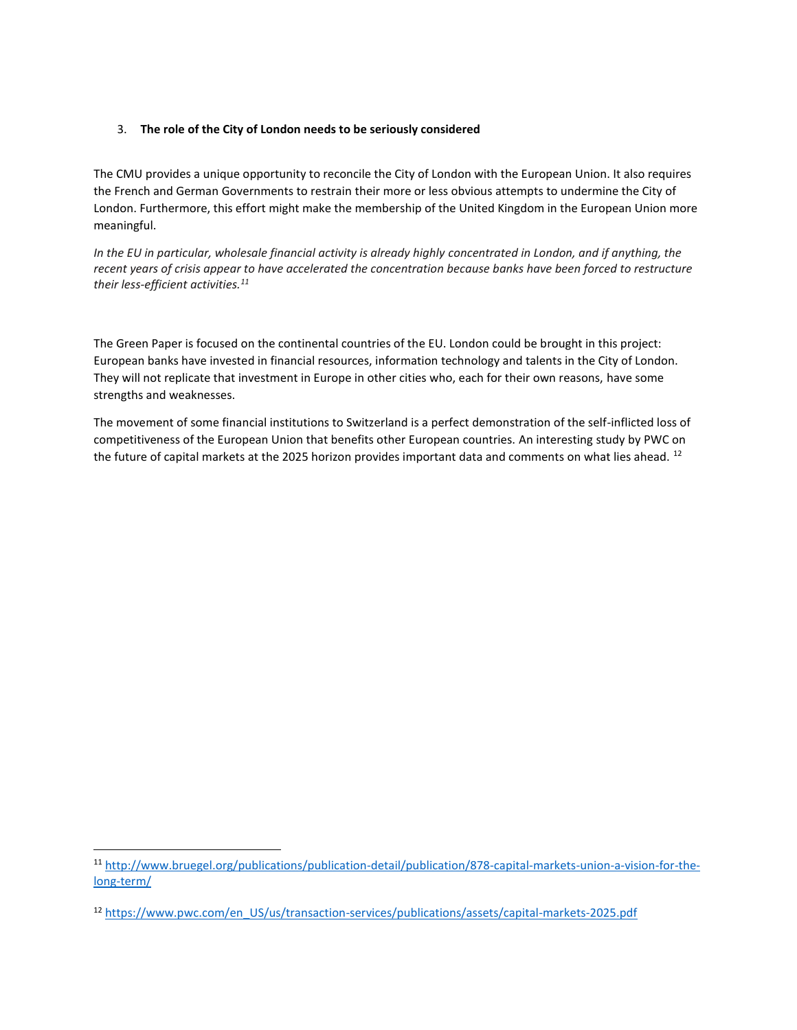### 3. **The role of the City of London needs to be seriously considered**

The CMU provides a unique opportunity to reconcile the City of London with the European Union. It also requires the French and German Governments to restrain their more or less obvious attempts to undermine the City of London. Furthermore, this effort might make the membership of the United Kingdom in the European Union more meaningful.

*In the EU in particular, wholesale financial activity is already highly concentrated in London, and if anything, the recent years of crisis appear to have accelerated the concentration because banks have been forced to restructure their less-efficient activities.*[11]

The Green Paper is focused on the continental countries of the EU. London could be brought in this project: European banks have invested in financial resources, information technology and talents in the City of London. They will not replicate that investment in Europe in other cities who, each for their own reasons, have some strengths and weaknesses.

The movement of some financial institutions to Switzerland is a perfect demonstration of the self-inflicted loss of competitiveness of the European Union that benefits other European countries. An interesting study by PWC on the future of capital markets at the 2025 horizon provides important data and comments on what lies ahead. [12]

---

[11] http://www.bruegel.org/publications/publication-detail/publication/878-capital-markets-union-a-vision-for-the-long-term/

[12] https://www.pwc.com/en_US/us/transaction-services/publications/assets/capital-markets-2025.pdf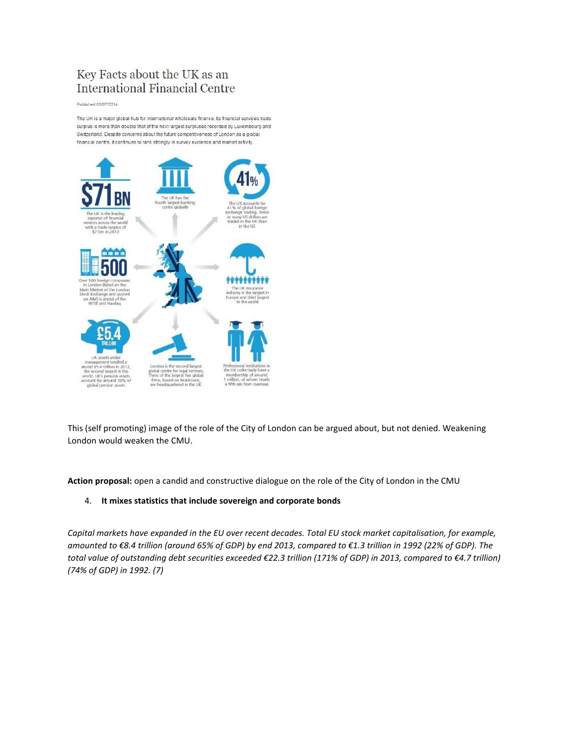## Key Facts about the UK as an International Financial Centre

Published 03/07/2014

The UK is a major global hub for international wholesale finance. Its financial services trade surplus is more than double that of the next largest surpluses recorded by Luxembourg and Switzerland. Despite concerns about the future competitiveness of London as a global financial centre, it continues to rank strongly in survey evidence and market activity.

**$71BN** The UK is the leading exporter of financial services across the world with a trade surplus of $71bn in 2013

The UK has the fourth largest banking centre globally

**41%** The UK accounts for 41% of global foreign exchange trading. Twice as many US dollars are traded in the UK than in the US

**500** Over 500 foreign companies in London (listed on the Main Market of the London Stock Exchange and quoted on AIM) is ahead of the NYSE and Nasdaq

The UK insurance industry is the largest in Europe and third largest in the world

**£5.4 TRILLION** UK assets under management totalled a record £5.4 trillion in 2012, the second largest in the world. UK's pension assets account for around 10% of global pension assets

London is the second largest global centre for legal services. Three of the largest five global firms, based on headcount, are headquartered in the UK

Professional institutions in the UK collectively have a membership of around 1 million, of whom nearly a fifth are from overseas

This (self promoting) image of the role of the City of London can be argued about, but not denied. Weakening London would weaken the CMU.

**Action proposal:** open a candid and constructive dialogue on the role of the City of London in the CMU

4. **It mixes statistics that include sovereign and corporate bonds**

*Capital markets have expanded in the EU over recent decades. Total EU stock market capitalisation, for example, amounted to €8.4 trillion (around 65% of GDP) by end 2013, compared to €1.3 trillion in 1992 (22% of GDP). The total value of outstanding debt securities exceeded €22.3 trillion (171% of GDP) in 2013, compared to €4.7 trillion) (74% of GDP) in 1992. (7)*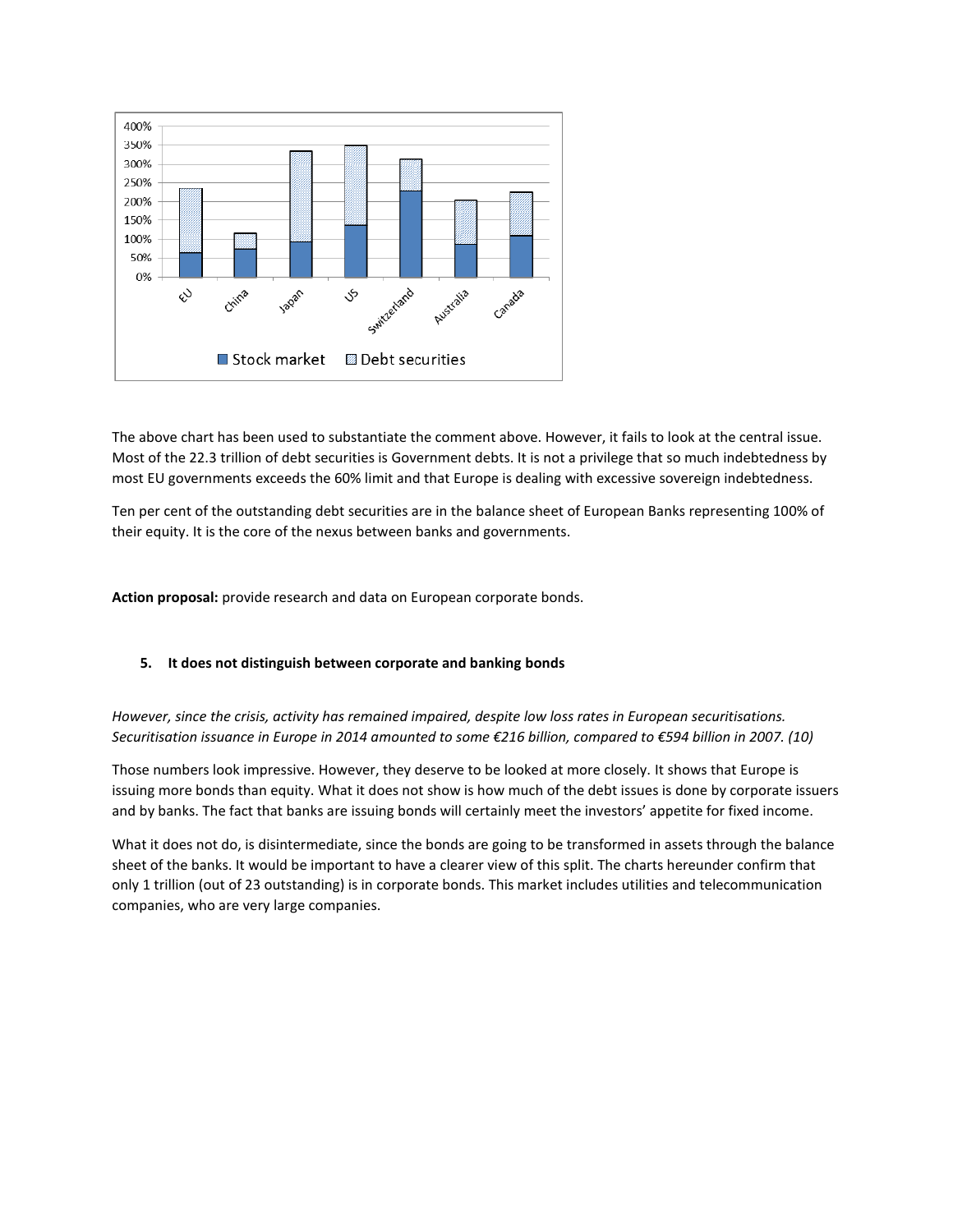The above chart has been used to substantiate the comment above. However, it fails to look at the central issue. Most of the 22.3 trillion of debt securities is Government debts. It is not a privilege that so much indebtedness by most EU governments exceeds the 60% limit and that Europe is dealing with excessive sovereign indebtedness.

Ten per cent of the outstanding debt securities are in the balance sheet of European Banks representing 100% of their equity. It is the core of the nexus between banks and governments.

**Action proposal:** provide research and data on European corporate bonds.

## 5. It does not distinguish between corporate and banking bonds

*However, since the crisis, activity has remained impaired, despite low loss rates in European securitisations. Securitisation issuance in Europe in 2014 amounted to some €216 billion, compared to €594 billion in 2007. (10)*

Those numbers look impressive. However, they deserve to be looked at more closely. It shows that Europe is issuing more bonds than equity. What it does not show is how much of the debt issues is done by corporate issuers and by banks. The fact that banks are issuing bonds will certainly meet the investors' appetite for fixed income.

What it does not do, is disintermediate, since the bonds are going to be transformed in assets through the balance sheet of the banks. It would be important to have a clearer view of this split. The charts hereunder confirm that only 1 trillion (out of 23 outstanding) is in corporate bonds. This market includes utilities and telecommunication companies, who are very large companies.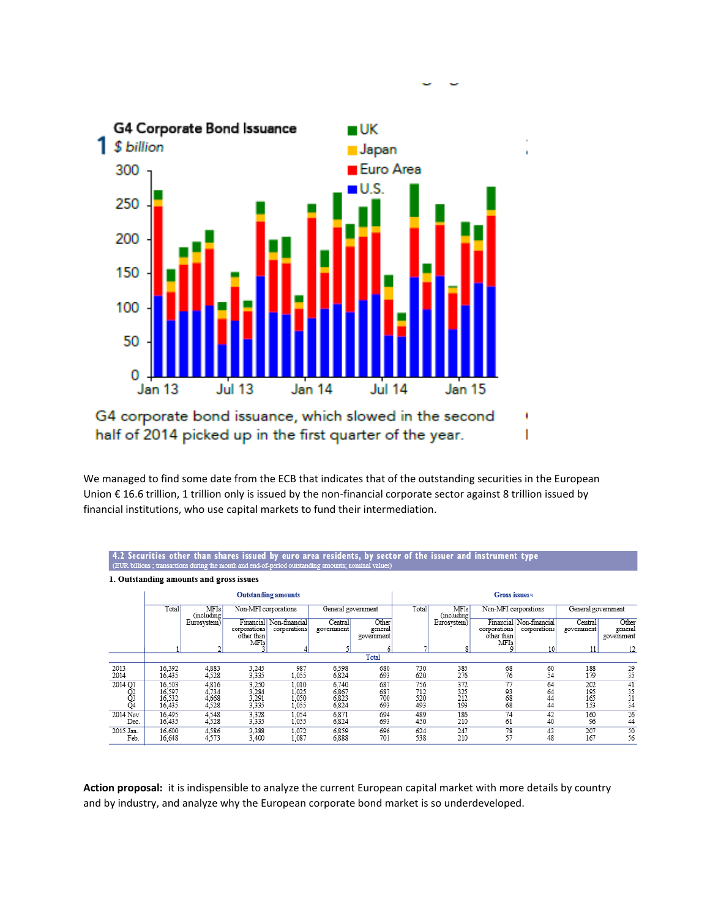G4 Corporate Bond Issuance
$ billion

G4 corporate bond issuance, which slowed in the second half of 2014 picked up in the first quarter of the year.

We managed to find some date from the ECB that indicates that of the outstanding securities in the European Union € 16.6 trillion, 1 trillion only is issued by the non-financial corporate sector against 8 trillion issued by financial institutions, who use capital markets to fund their intermediation.

**4.2 Securities other than shares issued by euro area residents, by sector of the issuer and instrument type**
(EUR billions ; transactions during the month and end-of-period outstanding amounts; nominal values)

**1. Outstanding amounts and gross issues**

| | Outstanding amounts | | | | | | Gross issues [1] | | | | | |
|---|---|---|---|---|---|---|---|---|---|---|---|---|
| | Total | MFIs (including Eurosystem) | Non-MFI corporations | | General government | | Total | MFIs (including Eurosystem) | Non-MFI corporations | | General government | |
| | | | Financial corporations other than MFIs | Non-financial corporations | Central government | Other general government | | | Financial corporations other than MFIs | Non-financial corporations | Central government | Other general government |
| | 1 | 2 | 3 | 4 | 5 | 6 | 7 | 8 | 9 | 10 | 11 | 12 |
| | Total | | | | | | | | | | | |
| 2013 | 16,392 | 4,883 | 3,245 | 987 | 6,598 | 680 | 730 | 385 | 68 | 60 | 188 | 29 |
| 2014 | 16,435 | 4,528 | 3,335 | 1,055 | 6,824 | 693 | 620 | 276 | 76 | 54 | 179 | 35 |
| 2014 Q1 | 16,503 | 4,816 | 3,250 | 1,010 | 6,740 | 687 | 756 | 372 | 77 | 64 | 202 | 41 |
| Q2 | 16,597 | 4,734 | 3,284 | 1,025 | 6,867 | 687 | 712 | 325 | 93 | 64 | 195 | 35 |
| Q3 | 16,532 | 4,668 | 3,291 | 1,050 | 6,823 | 700 | 520 | 212 | 68 | 44 | 165 | 31 |
| Q4 | 16,435 | 4,528 | 3,335 | 1,055 | 6,824 | 693 | 493 | 193 | 68 | 44 | 153 | 34 |
| 2014 Nov. | 16,495 | 4,548 | 3,328 | 1,054 | 6,871 | 694 | 489 | 186 | 74 | 42 | 160 | 26 |
| Dec. | 16,435 | 4,528 | 3,335 | 1,055 | 6,824 | 693 | 450 | 210 | 61 | 40 | 96 | 44 |
| 2015 Jan. | 16,600 | 4,586 | 3,388 | 1,072 | 6,859 | 696 | 624 | 247 | 78 | 43 | 207 | 50 |
| Feb. | 16,648 | 4,573 | 3,400 | 1,087 | 6,888 | 701 | 538 | 210 | 57 | 48 | 167 | 56 |

**Action proposal:** it is indispensible to analyze the current European capital market with more details by country and by industry, and analyze why the European corporate bond market is so underdeveloped.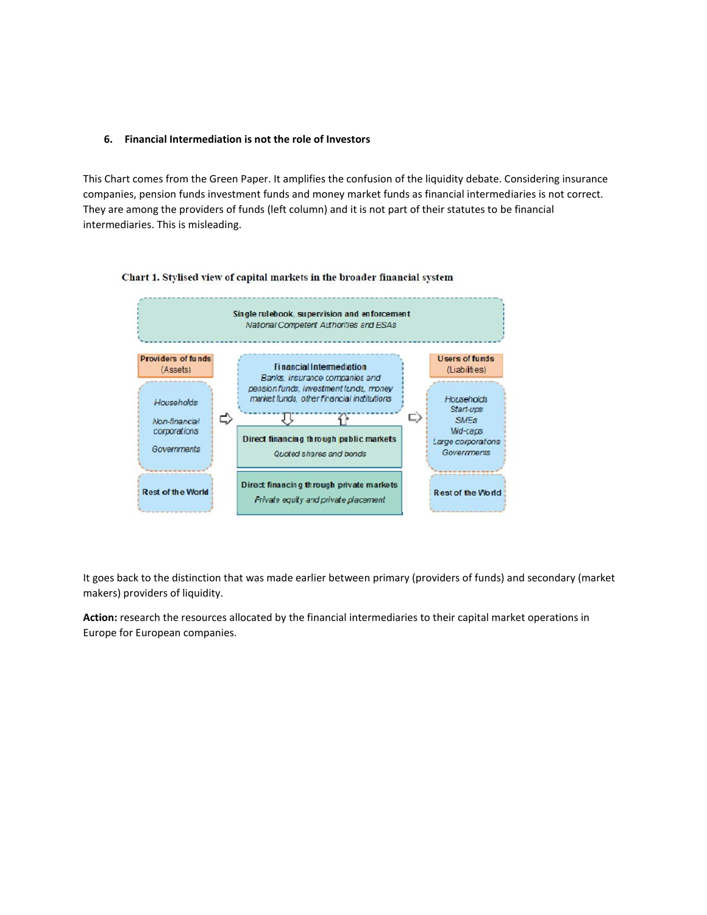### 6. Financial Intermediation is not the role of Investors

This Chart comes from the Green Paper. It amplifies the confusion of the liquidity debate. Considering insurance companies, pension funds investment funds and money market funds as financial intermediaries is not correct. They are among the providers of funds (left column) and it is not part of their statutes to be financial intermediaries. This is misleading.

**Chart 1. Stylised view of capital markets in the broader financial system**

**Single rulebook, supervision and enforcement**
*National Competent Authorities and ESAs*

| Providers of funds (Assets) | | Users of funds (Liabilities) |
|---|---|---|
| *Households* *Non-financial corporations* *Governments* | **Financial Intermediation** *Banks, insurance companies and pension funds, investment funds, money market funds, other financial institutions* | *Households* *Start-ups* *SMEs* *Mid-caps* *Large corporations* *Governments* |
| | **Direct financing through public markets** *Quoted shares and bonds* | |
| Rest of the World | **Direct financing through private markets** *Private equity and private placement* | Rest of the World |

It goes back to the distinction that was made earlier between primary (providers of funds) and secondary (market makers) providers of liquidity.

**Action:** research the resources allocated by the financial intermediaries to their capital market operations in Europe for European companies.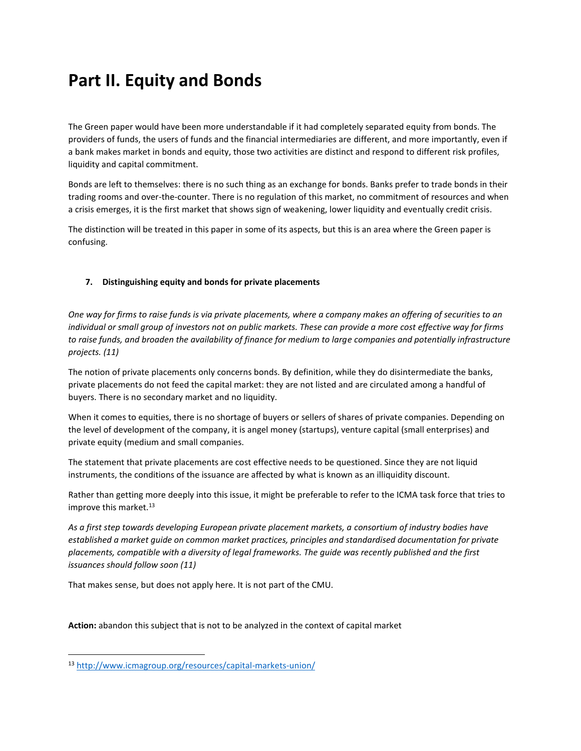# Part II. Equity and Bonds

The Green paper would have been more understandable if it had completely separated equity from bonds. The providers of funds, the users of funds and the financial intermediaries are different, and more importantly, even if a bank makes market in bonds and equity, those two activities are distinct and respond to different risk profiles, liquidity and capital commitment.

Bonds are left to themselves: there is no such thing as an exchange for bonds. Banks prefer to trade bonds in their trading rooms and over-the-counter. There is no regulation of this market, no commitment of resources and when a crisis emerges, it is the first market that shows sign of weakening, lower liquidity and eventually credit crisis.

The distinction will be treated in this paper in some of its aspects, but this is an area where the Green paper is confusing.

7. **Distinguishing equity and bonds for private placements**

*One way for firms to raise funds is via private placements, where a company makes an offering of securities to an individual or small group of investors not on public markets. These can provide a more cost effective way for firms to raise funds, and broaden the availability of finance for medium to large companies and potentially infrastructure projects. (11)*

The notion of private placements only concerns bonds. By definition, while they do disintermediate the banks, private placements do not feed the capital market: they are not listed and are circulated among a handful of buyers. There is no secondary market and no liquidity.

When it comes to equities, there is no shortage of buyers or sellers of shares of private companies. Depending on the level of development of the company, it is angel money (startups), venture capital (small enterprises) and private equity (medium and small companies.

The statement that private placements are cost effective needs to be questioned. Since they are not liquid instruments, the conditions of the issuance are affected by what is known as an illiquidity discount.

Rather than getting more deeply into this issue, it might be preferable to refer to the ICMA task force that tries to improve this market.[13]

*As a first step towards developing European private placement markets, a consortium of industry bodies have established a market guide on common market practices, principles and standardised documentation for private placements, compatible with a diversity of legal frameworks. The guide was recently published and the first issuances should follow soon (11)*

That makes sense, but does not apply here. It is not part of the CMU.

**Action:** abandon this subject that is not to be analyzed in the context of capital market

[13] http://www.icmagroup.org/resources/capital-markets-union/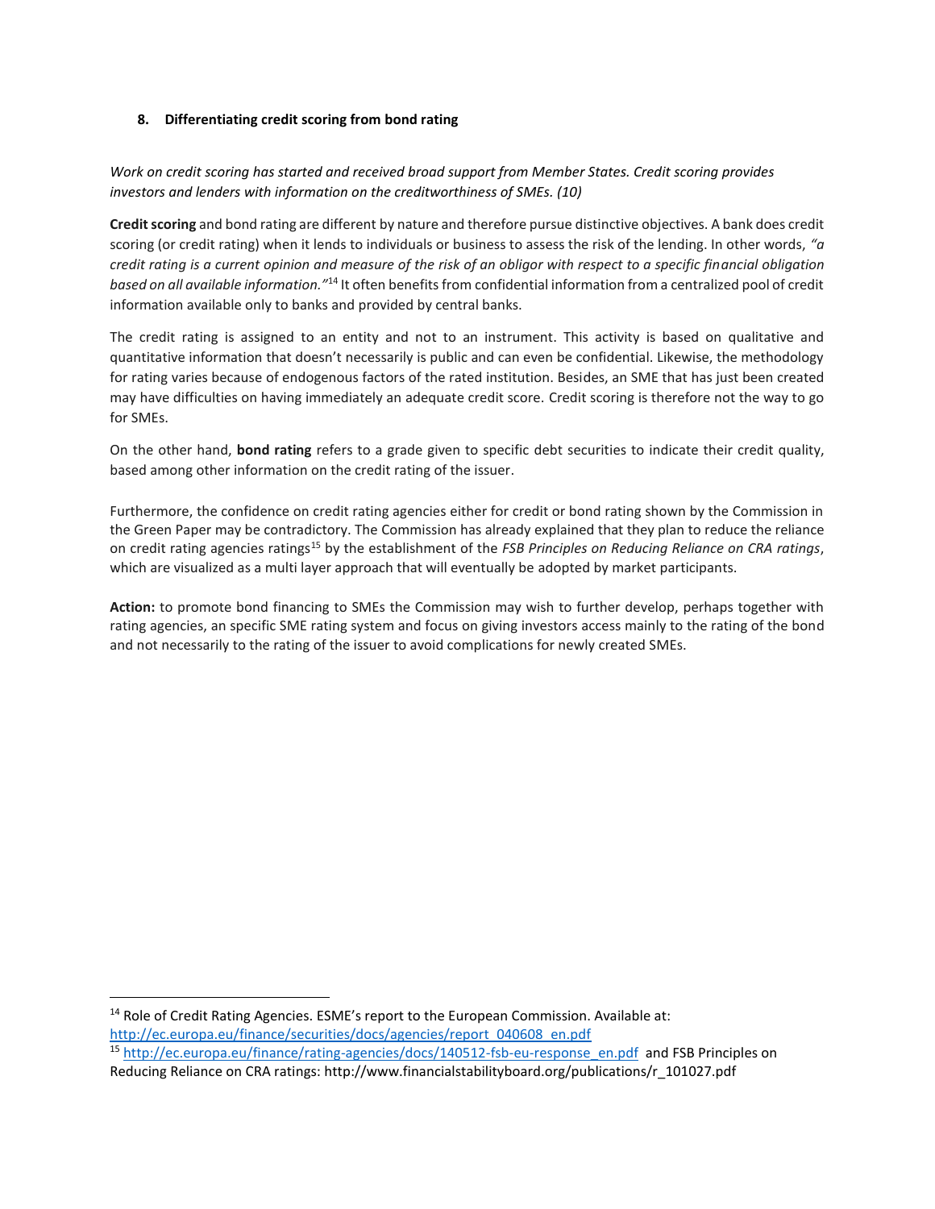## 8. Differentiating credit scoring from bond rating

*Work on credit scoring has started and received broad support from Member States. Credit scoring provides investors and lenders with information on the creditworthiness of SMEs. (10)*

**Credit scoring** and bond rating are different by nature and therefore pursue distinctive objectives. A bank does credit scoring (or credit rating) when it lends to individuals or business to assess the risk of the lending. In other words, *"a credit rating is a current opinion and measure of the risk of an obligor with respect to a specific financial obligation based on all available information."*[14] It often benefits from confidential information from a centralized pool of credit information available only to banks and provided by central banks.

The credit rating is assigned to an entity and not to an instrument. This activity is based on qualitative and quantitative information that doesn't necessarily is public and can even be confidential. Likewise, the methodology for rating varies because of endogenous factors of the rated institution. Besides, an SME that has just been created may have difficulties on having immediately an adequate credit score. Credit scoring is therefore not the way to go for SMEs.

On the other hand, **bond rating** refers to a grade given to specific debt securities to indicate their credit quality, based among other information on the credit rating of the issuer.

Furthermore, the confidence on credit rating agencies either for credit or bond rating shown by the Commission in the Green Paper may be contradictory. The Commission has already explained that they plan to reduce the reliance on credit rating agencies ratings[15] by the establishment of the *FSB Principles on Reducing Reliance on CRA ratings*, which are visualized as a multi layer approach that will eventually be adopted by market participants.

**Action:** to promote bond financing to SMEs the Commission may wish to further develop, perhaps together with rating agencies, an specific SME rating system and focus on giving investors access mainly to the rating of the bond and not necessarily to the rating of the issuer to avoid complications for newly created SMEs.

---

[14] Role of Credit Rating Agencies. ESME's report to the European Commission. Available at: http://ec.europa.eu/finance/securities/docs/agencies/report_040608_en.pdf

[15] http://ec.europa.eu/finance/rating-agencies/docs/140512-fsb-eu-response_en.pdf and FSB Principles on Reducing Reliance on CRA ratings: http://www.financialstabilityboard.org/publications/r_101027.pdf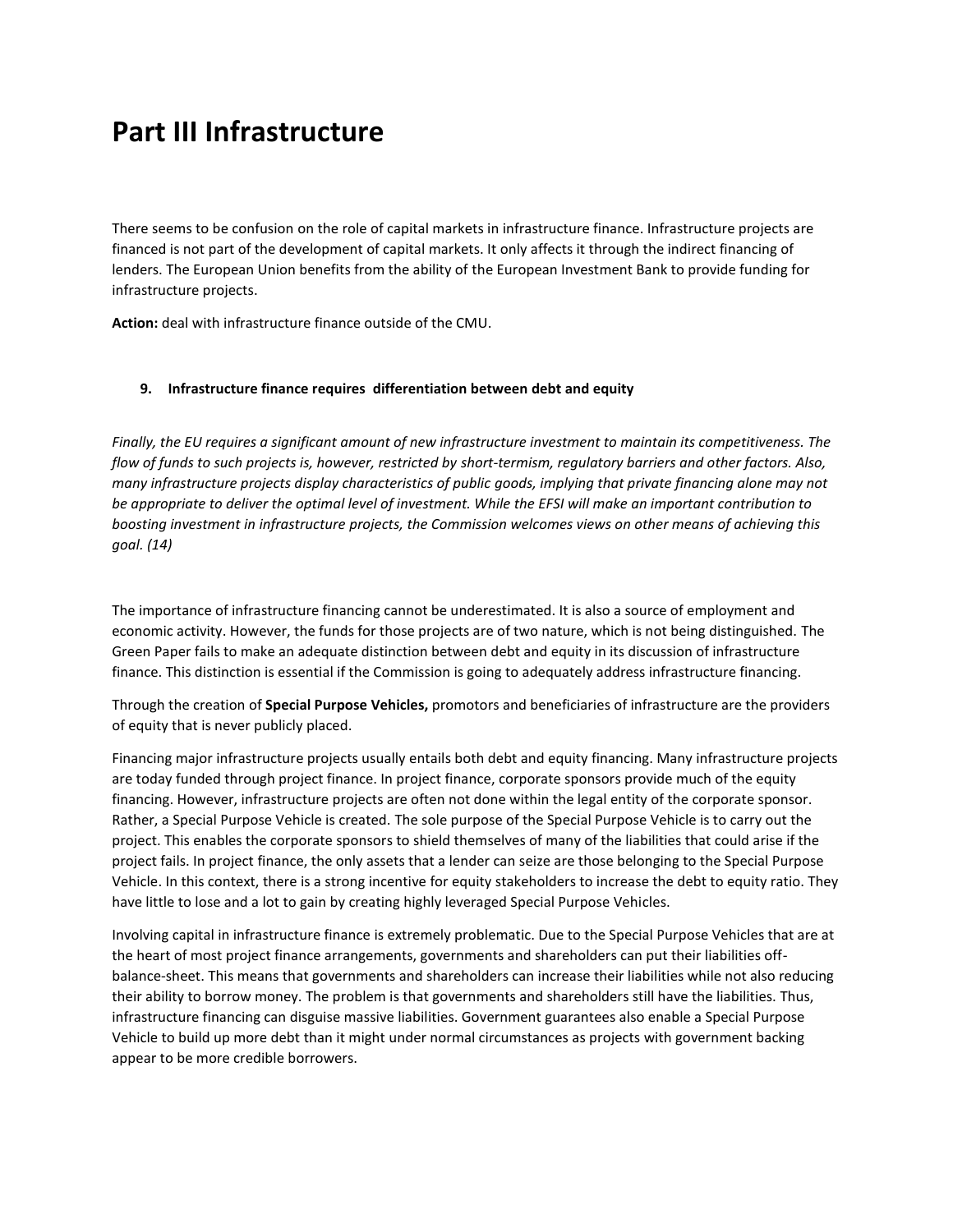# Part III Infrastructure

There seems to be confusion on the role of capital markets in infrastructure finance. Infrastructure projects are financed is not part of the development of capital markets. It only affects it through the indirect financing of lenders. The European Union benefits from the ability of the European Investment Bank to provide funding for infrastructure projects.

**Action:** deal with infrastructure finance outside of the CMU.

### 9. Infrastructure finance requires differentiation between debt and equity

*Finally, the EU requires a significant amount of new infrastructure investment to maintain its competitiveness. The flow of funds to such projects is, however, restricted by short-termism, regulatory barriers and other factors. Also, many infrastructure projects display characteristics of public goods, implying that private financing alone may not be appropriate to deliver the optimal level of investment. While the EFSI will make an important contribution to boosting investment in infrastructure projects, the Commission welcomes views on other means of achieving this goal. (14)*

The importance of infrastructure financing cannot be underestimated. It is also a source of employment and economic activity. However, the funds for those projects are of two nature, which is not being distinguished. The Green Paper fails to make an adequate distinction between debt and equity in its discussion of infrastructure finance. This distinction is essential if the Commission is going to adequately address infrastructure financing.

Through the creation of **Special Purpose Vehicles,** promotors and beneficiaries of infrastructure are the providers of equity that is never publicly placed.

Financing major infrastructure projects usually entails both debt and equity financing. Many infrastructure projects are today funded through project finance. In project finance, corporate sponsors provide much of the equity financing. However, infrastructure projects are often not done within the legal entity of the corporate sponsor. Rather, a Special Purpose Vehicle is created. The sole purpose of the Special Purpose Vehicle is to carry out the project. This enables the corporate sponsors to shield themselves of many of the liabilities that could arise if the project fails. In project finance, the only assets that a lender can seize are those belonging to the Special Purpose Vehicle. In this context, there is a strong incentive for equity stakeholders to increase the debt to equity ratio. They have little to lose and a lot to gain by creating highly leveraged Special Purpose Vehicles.

Involving capital in infrastructure finance is extremely problematic. Due to the Special Purpose Vehicles that are at the heart of most project finance arrangements, governments and shareholders can put their liabilities off-balance-sheet. This means that governments and shareholders can increase their liabilities while not also reducing their ability to borrow money. The problem is that governments and shareholders still have the liabilities. Thus, infrastructure financing can disguise massive liabilities. Government guarantees also enable a Special Purpose Vehicle to build up more debt than it might under normal circumstances as projects with government backing appear to be more credible borrowers.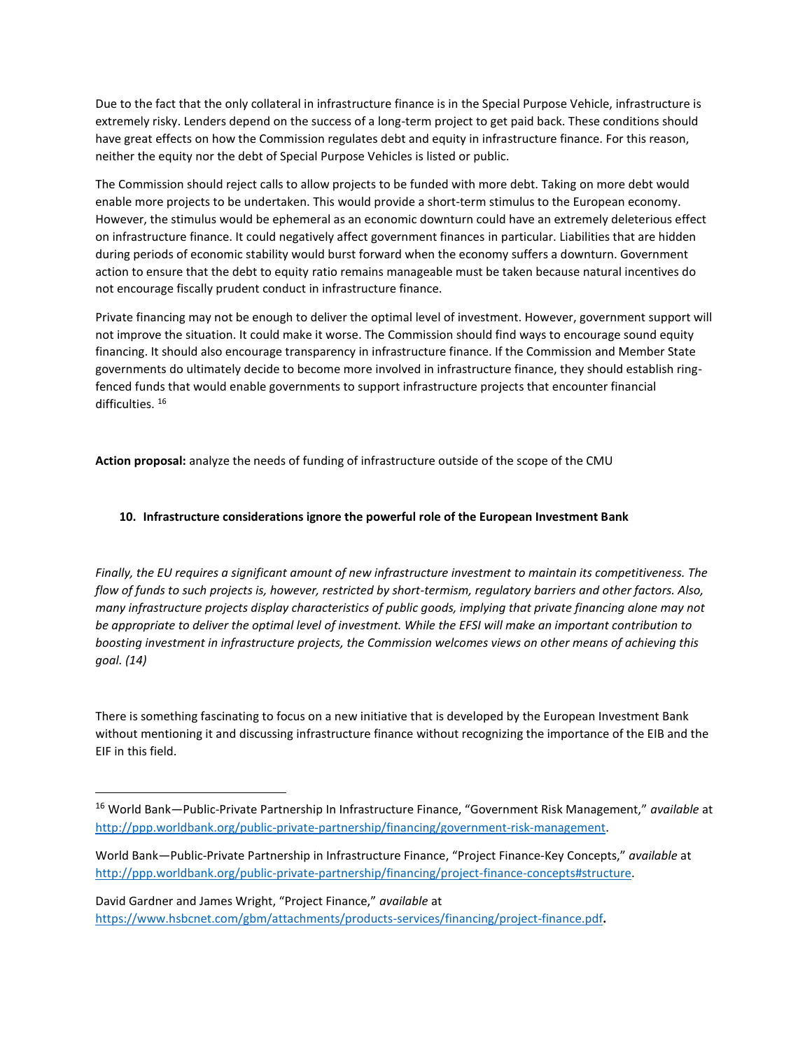Due to the fact that the only collateral in infrastructure finance is in the Special Purpose Vehicle, infrastructure is extremely risky. Lenders depend on the success of a long-term project to get paid back. These conditions should have great effects on how the Commission regulates debt and equity in infrastructure finance. For this reason, neither the equity nor the debt of Special Purpose Vehicles is listed or public.

The Commission should reject calls to allow projects to be funded with more debt. Taking on more debt would enable more projects to be undertaken. This would provide a short-term stimulus to the European economy. However, the stimulus would be ephemeral as an economic downturn could have an extremely deleterious effect on infrastructure finance. It could negatively affect government finances in particular. Liabilities that are hidden during periods of economic stability would burst forward when the economy suffers a downturn. Government action to ensure that the debt to equity ratio remains manageable must be taken because natural incentives do not encourage fiscally prudent conduct in infrastructure finance.

Private financing may not be enough to deliver the optimal level of investment. However, government support will not improve the situation. It could make it worse. The Commission should find ways to encourage sound equity financing. It should also encourage transparency in infrastructure finance. If the Commission and Member State governments do ultimately decide to become more involved in infrastructure finance, they should establish ring-fenced funds that would enable governments to support infrastructure projects that encounter financial difficulties. [16]

**Action proposal:** analyze the needs of funding of infrastructure outside of the scope of the CMU

### 10. Infrastructure considerations ignore the powerful role of the European Investment Bank

*Finally, the EU requires a significant amount of new infrastructure investment to maintain its competitiveness. The flow of funds to such projects is, however, restricted by short-termism, regulatory barriers and other factors. Also, many infrastructure projects display characteristics of public goods, implying that private financing alone may not be appropriate to deliver the optimal level of investment. While the EFSI will make an important contribution to boosting investment in infrastructure projects, the Commission welcomes views on other means of achieving this goal. (14)*

There is something fascinating to focus on a new initiative that is developed by the European Investment Bank without mentioning it and discussing infrastructure finance without recognizing the importance of the EIB and the EIF in this field.

---

[16] World Bank—Public-Private Partnership In Infrastructure Finance, "Government Risk Management," *available* at http://ppp.worldbank.org/public-private-partnership/financing/government-risk-management.

World Bank—Public-Private Partnership in Infrastructure Finance, "Project Finance-Key Concepts," *available* at http://ppp.worldbank.org/public-private-partnership/financing/project-finance-concepts#structure.

David Gardner and James Wright, "Project Finance," *available* at https://www.hsbcnet.com/gbm/attachments/products-services/financing/project-finance.pdf.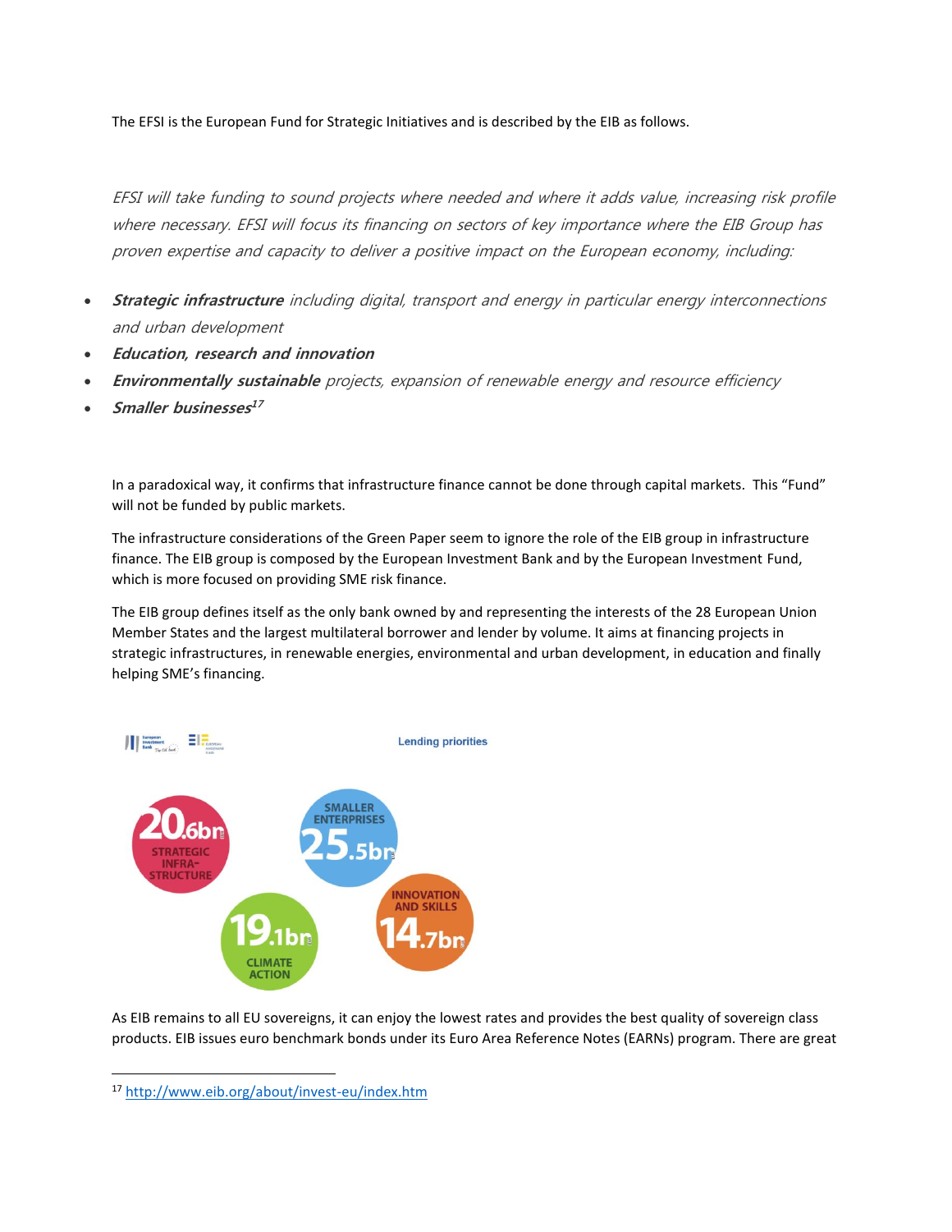The EFSI is the European Fund for Strategic Initiatives and is described by the EIB as follows.

*EFSI will take funding to sound projects where needed and where it adds value, increasing risk profile where necessary. EFSI will focus its financing on sectors of key importance where the EIB Group has proven expertise and capacity to deliver a positive impact on the European economy, including:*

- ***Strategic infrastructure*** *including digital, transport and energy in particular energy interconnections and urban development*
- ***Education, research and innovation***
- ***Environmentally sustainable*** *projects, expansion of renewable energy and resource efficiency*
- ***Smaller businesses***[17]

In a paradoxical way, it confirms that infrastructure finance cannot be done through capital markets. This "Fund" will not be funded by public markets.

The infrastructure considerations of the Green Paper seem to ignore the role of the EIB group in infrastructure finance. The EIB group is composed by the European Investment Bank and by the European Investment Fund, which is more focused on providing SME risk finance.

The EIB group defines itself as the only bank owned by and representing the interests of the 28 European Union Member States and the largest multilateral borrower and lender by volume. It aims at financing projects in strategic infrastructures, in renewable energies, environmental and urban development, in education and finally helping SME's financing.

Lending priorities

- 20.6bn STRATEGIC INFRA-STRUCTURE
- 25.5bn SMALLER ENTERPRISES
- 19.1bn CLIMATE ACTION
- 14.7bn INNOVATION AND SKILLS

As EIB remains to all EU sovereigns, it can enjoy the lowest rates and provides the best quality of sovereign class products. EIB issues euro benchmark bonds under its Euro Area Reference Notes (EARNs) program. There are great

[17] http://www.eib.org/about/invest-eu/index.htm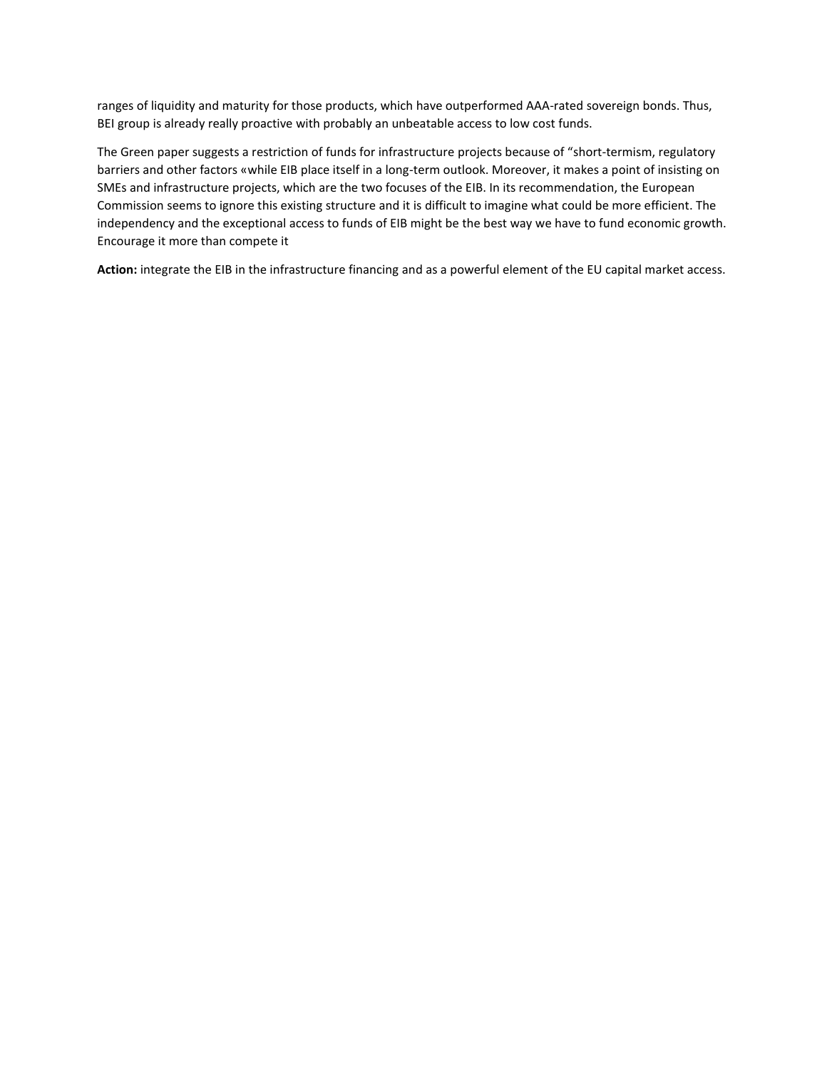ranges of liquidity and maturity for those products, which have outperformed AAA-rated sovereign bonds. Thus, BEI group is already really proactive with probably an unbeatable access to low cost funds.

The Green paper suggests a restriction of funds for infrastructure projects because of "short-termism, regulatory barriers and other factors «while EIB place itself in a long-term outlook. Moreover, it makes a point of insisting on SMEs and infrastructure projects, which are the two focuses of the EIB. In its recommendation, the European Commission seems to ignore this existing structure and it is difficult to imagine what could be more efficient. The independency and the exceptional access to funds of EIB might be the best way we have to fund economic growth. Encourage it more than compete it

**Action:** integrate the EIB in the infrastructure financing and as a powerful element of the EU capital market access.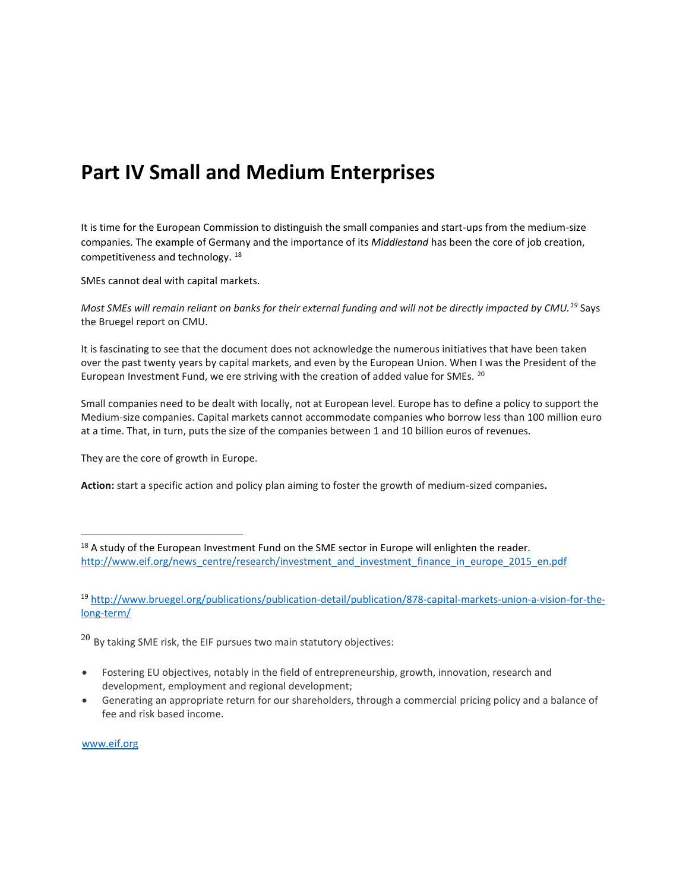# Part IV Small and Medium Enterprises

It is time for the European Commission to distinguish the small companies and start-ups from the medium-size companies. The example of Germany and the importance of its *Middlestand* has been the core of job creation, competitiveness and technology. [18]

SMEs cannot deal with capital markets.

*Most SMEs will remain reliant on banks for their external funding and will not be directly impacted by CMU.*[19] Says the Bruegel report on CMU.

It is fascinating to see that the document does not acknowledge the numerous initiatives that have been taken over the past twenty years by capital markets, and even by the European Union. When I was the President of the European Investment Fund, we ere striving with the creation of added value for SMEs. [20]

Small companies need to be dealt with locally, not at European level. Europe has to define a policy to support the Medium-size companies. Capital markets cannot accommodate companies who borrow less than 100 million euro at a time. That, in turn, puts the size of the companies between 1 and 10 billion euros of revenues.

They are the core of growth in Europe.

**Action:** start a specific action and policy plan aiming to foster the growth of medium-sized companies**.**

---

[18] A study of the European Investment Fund on the SME sector in Europe will enlighten the reader. http://www.eif.org/news_centre/research/investment_and_investment_finance_in_europe_2015_en.pdf

[19] http://www.bruegel.org/publications/publication-detail/publication/878-capital-markets-union-a-vision-for-the-long-term/

[20] By taking SME risk, the EIF pursues two main statutory objectives:

- Fostering EU objectives, notably in the field of entrepreneurship, growth, innovation, research and development, employment and regional development;
- Generating an appropriate return for our shareholders, through a commercial pricing policy and a balance of fee and risk based income.

www.eif.org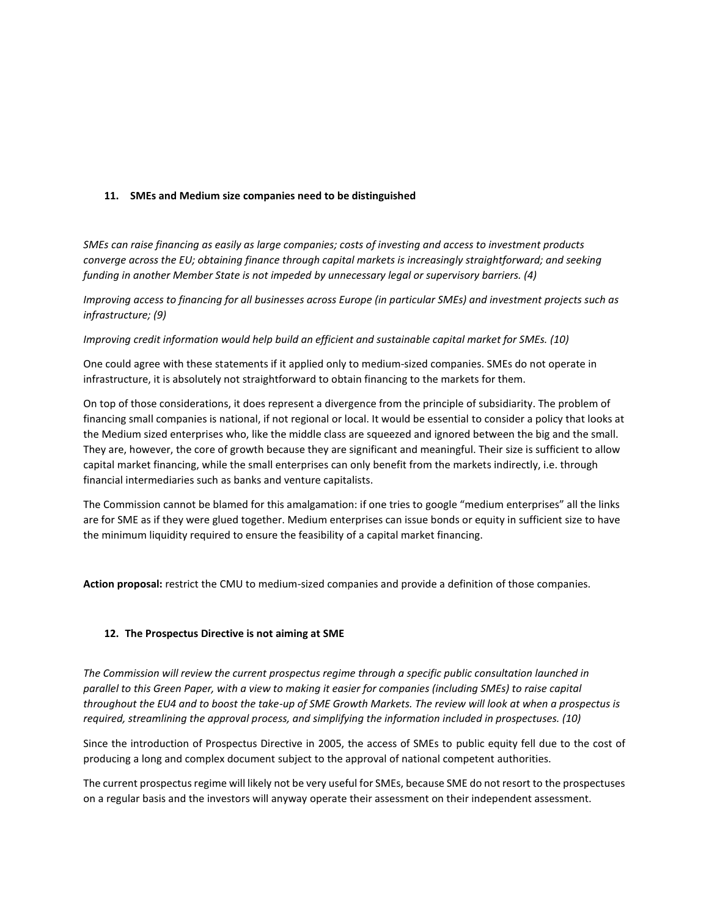### 11. SMEs and Medium size companies need to be distinguished

*SMEs can raise financing as easily as large companies; costs of investing and access to investment products converge across the EU; obtaining finance through capital markets is increasingly straightforward; and seeking funding in another Member State is not impeded by unnecessary legal or supervisory barriers. (4)*

*Improving access to financing for all businesses across Europe (in particular SMEs) and investment projects such as infrastructure; (9)*

*Improving credit information would help build an efficient and sustainable capital market for SMEs. (10)*

One could agree with these statements if it applied only to medium-sized companies. SMEs do not operate in infrastructure, it is absolutely not straightforward to obtain financing to the markets for them.

On top of those considerations, it does represent a divergence from the principle of subsidiarity. The problem of financing small companies is national, if not regional or local. It would be essential to consider a policy that looks at the Medium sized enterprises who, like the middle class are squeezed and ignored between the big and the small. They are, however, the core of growth because they are significant and meaningful. Their size is sufficient to allow capital market financing, while the small enterprises can only benefit from the markets indirectly, i.e. through financial intermediaries such as banks and venture capitalists.

The Commission cannot be blamed for this amalgamation: if one tries to google "medium enterprises" all the links are for SME as if they were glued together. Medium enterprises can issue bonds or equity in sufficient size to have the minimum liquidity required to ensure the feasibility of a capital market financing.

**Action proposal:** restrict the CMU to medium-sized companies and provide a definition of those companies.

### 12. The Prospectus Directive is not aiming at SME

*The Commission will review the current prospectus regime through a specific public consultation launched in parallel to this Green Paper, with a view to making it easier for companies (including SMEs) to raise capital throughout the EU4 and to boost the take-up of SME Growth Markets. The review will look at when a prospectus is required, streamlining the approval process, and simplifying the information included in prospectuses. (10)*

Since the introduction of Prospectus Directive in 2005, the access of SMEs to public equity fell due to the cost of producing a long and complex document subject to the approval of national competent authorities.

The current prospectus regime will likely not be very useful for SMEs, because SME do not resort to the prospectuses on a regular basis and the investors will anyway operate their assessment on their independent assessment.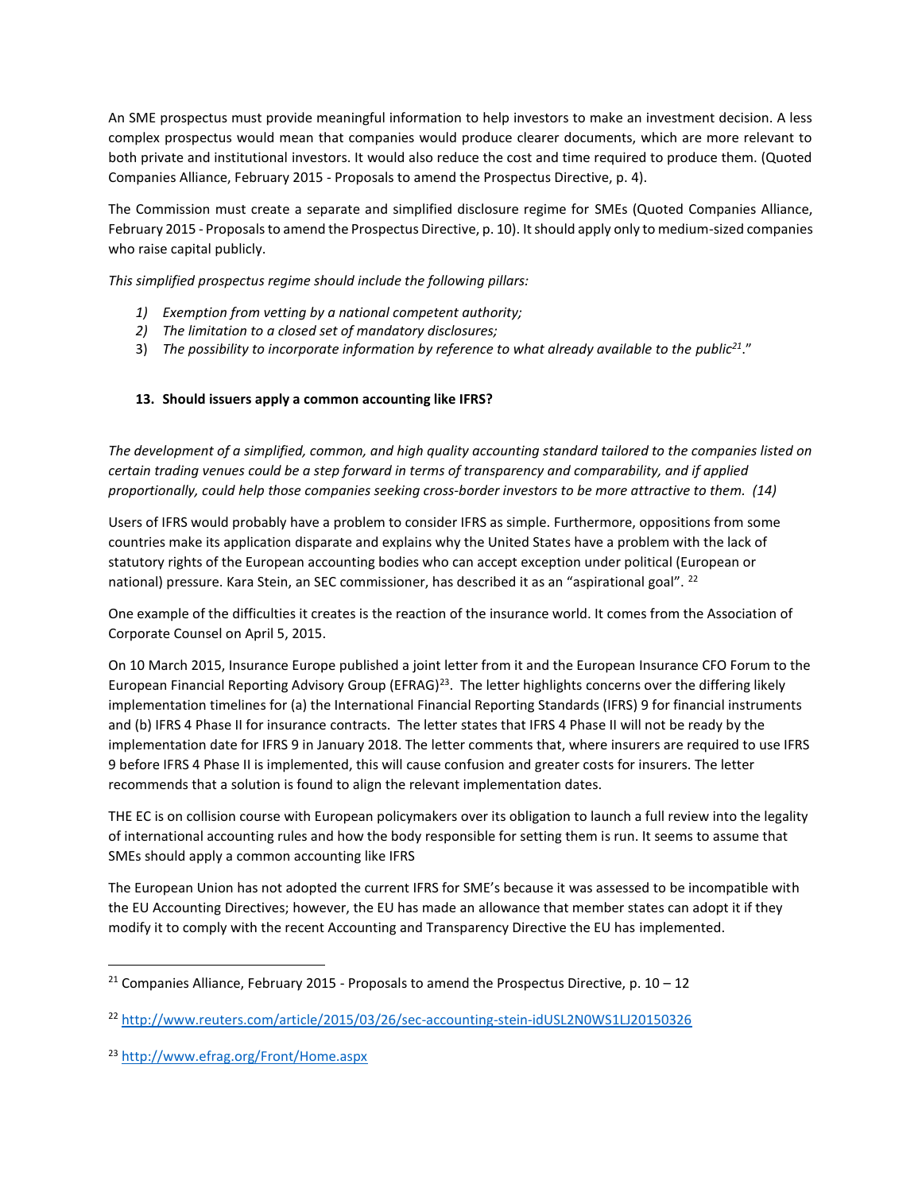An SME prospectus must provide meaningful information to help investors to make an investment decision. A less complex prospectus would mean that companies would produce clearer documents, which are more relevant to both private and institutional investors. It would also reduce the cost and time required to produce them. (Quoted Companies Alliance, February 2015 - Proposals to amend the Prospectus Directive, p. 4).

The Commission must create a separate and simplified disclosure regime for SMEs (Quoted Companies Alliance, February 2015 - Proposals to amend the Prospectus Directive, p. 10). It should apply only to medium-sized companies who raise capital publicly.

*This simplified prospectus regime should include the following pillars:*

1) *Exemption from vetting by a national competent authority;*
2) *The limitation to a closed set of mandatory disclosures;*
3) *The possibility to incorporate information by reference to what already available to the public*[21]."

### 13. Should issuers apply a common accounting like IFRS?

*The development of a simplified, common, and high quality accounting standard tailored to the companies listed on certain trading venues could be a step forward in terms of transparency and comparability, and if applied proportionally, could help those companies seeking cross-border investors to be more attractive to them. (14)*

Users of IFRS would probably have a problem to consider IFRS as simple. Furthermore, oppositions from some countries make its application disparate and explains why the United States have a problem with the lack of statutory rights of the European accounting bodies who can accept exception under political (European or national) pressure. Kara Stein, an SEC commissioner, has described it as an "aspirational goal". [22]

One example of the difficulties it creates is the reaction of the insurance world. It comes from the Association of Corporate Counsel on April 5, 2015.

On 10 March 2015, Insurance Europe published a joint letter from it and the European Insurance CFO Forum to the European Financial Reporting Advisory Group (EFRAG)[23]. The letter highlights concerns over the differing likely implementation timelines for (a) the International Financial Reporting Standards (IFRS) 9 for financial instruments and (b) IFRS 4 Phase II for insurance contracts. The letter states that IFRS 4 Phase II will not be ready by the implementation date for IFRS 9 in January 2018. The letter comments that, where insurers are required to use IFRS 9 before IFRS 4 Phase II is implemented, this will cause confusion and greater costs for insurers. The letter recommends that a solution is found to align the relevant implementation dates.

THE EC is on collision course with European policymakers over its obligation to launch a full review into the legality of international accounting rules and how the body responsible for setting them is run. It seems to assume that SMEs should apply a common accounting like IFRS

The European Union has not adopted the current IFRS for SME's because it was assessed to be incompatible with the EU Accounting Directives; however, the EU has made an allowance that member states can adopt it if they modify it to comply with the recent Accounting and Transparency Directive the EU has implemented.

---

[21] Companies Alliance, February 2015 - Proposals to amend the Prospectus Directive, p. 10 – 12

[22] http://www.reuters.com/article/2015/03/26/sec-accounting-stein-idUSL2N0WS1LJ20150326

[23] http://www.efrag.org/Front/Home.aspx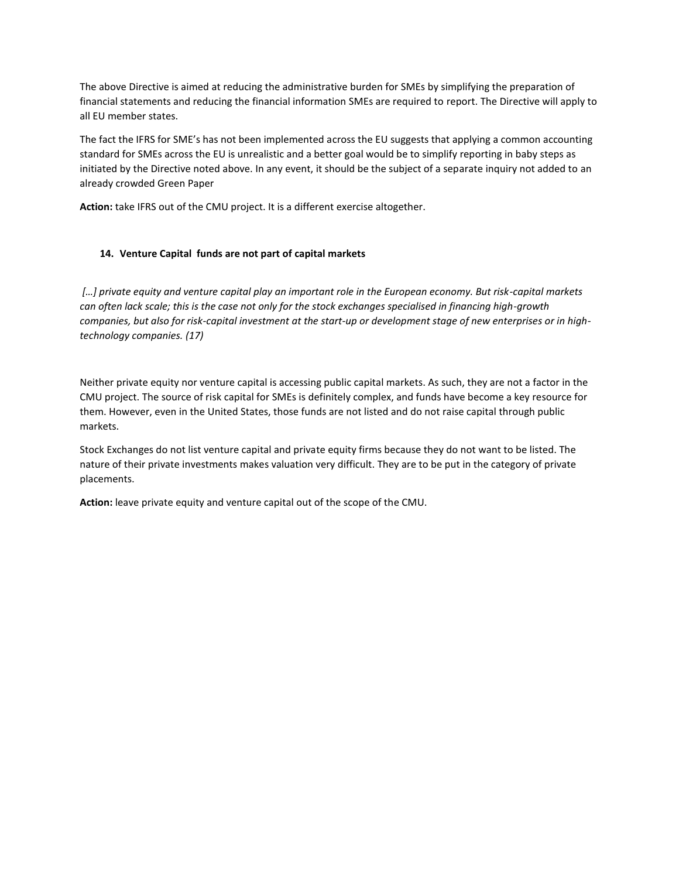The above Directive is aimed at reducing the administrative burden for SMEs by simplifying the preparation of financial statements and reducing the financial information SMEs are required to report. The Directive will apply to all EU member states.

The fact the IFRS for SME's has not been implemented across the EU suggests that applying a common accounting standard for SMEs across the EU is unrealistic and a better goal would be to simplify reporting in baby steps as initiated by the Directive noted above. In any event, it should be the subject of a separate inquiry not added to an already crowded Green Paper

**Action:** take IFRS out of the CMU project. It is a different exercise altogether.

### 14. Venture Capital funds are not part of capital markets

*[…] private equity and venture capital play an important role in the European economy. But risk-capital markets can often lack scale; this is the case not only for the stock exchanges specialised in financing high-growth companies, but also for risk-capital investment at the start-up or development stage of new enterprises or in high-technology companies. (17)*

Neither private equity nor venture capital is accessing public capital markets. As such, they are not a factor in the CMU project. The source of risk capital for SMEs is definitely complex, and funds have become a key resource for them. However, even in the United States, those funds are not listed and do not raise capital through public markets.

Stock Exchanges do not list venture capital and private equity firms because they do not want to be listed. The nature of their private investments makes valuation very difficult. They are to be put in the category of private placements.

**Action:** leave private equity and venture capital out of the scope of the CMU.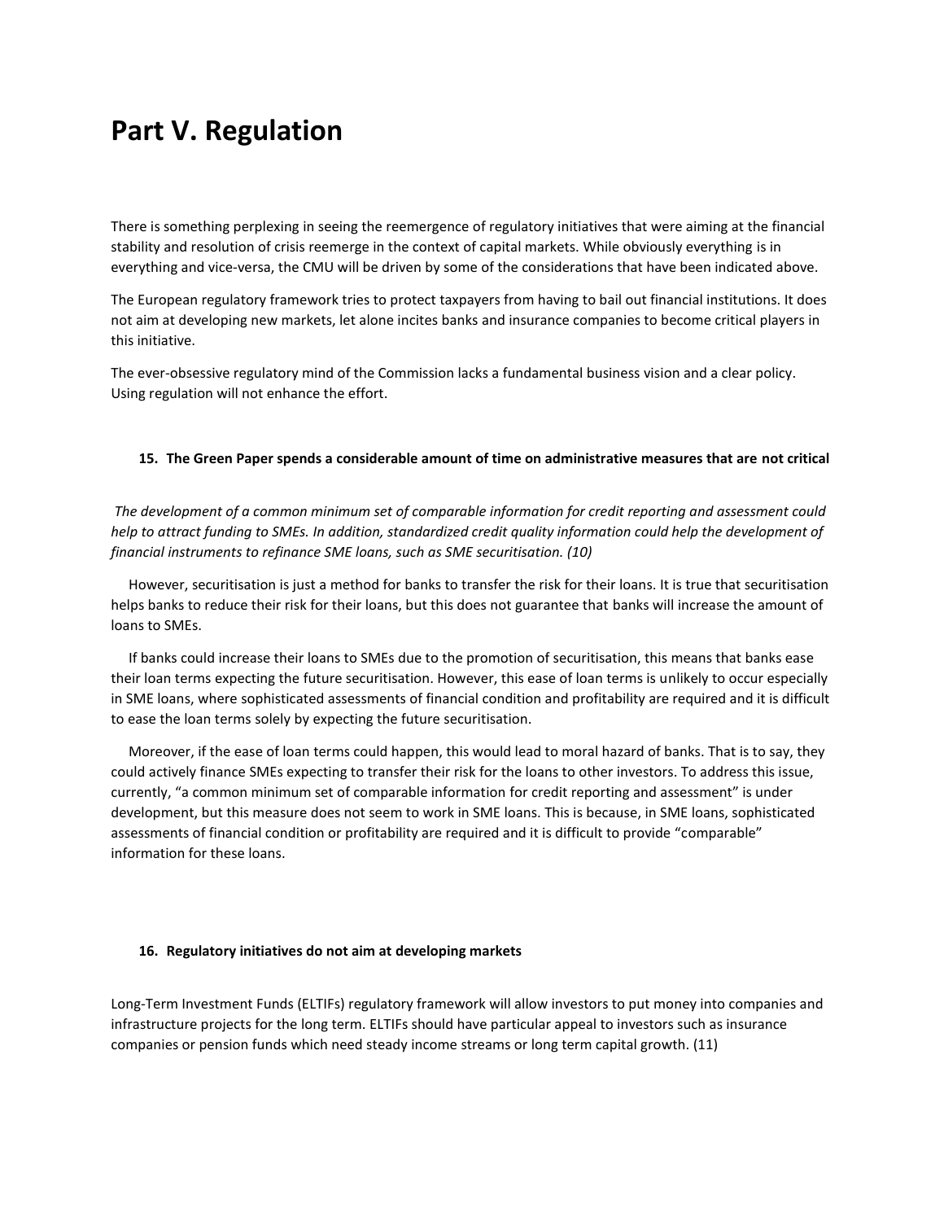# Part V. Regulation

There is something perplexing in seeing the reemergence of regulatory initiatives that were aiming at the financial stability and resolution of crisis reemerge in the context of capital markets. While obviously everything is in everything and vice-versa, the CMU will be driven by some of the considerations that have been indicated above.

The European regulatory framework tries to protect taxpayers from having to bail out financial institutions. It does not aim at developing new markets, let alone incites banks and insurance companies to become critical players in this initiative.

The ever-obsessive regulatory mind of the Commission lacks a fundamental business vision and a clear policy. Using regulation will not enhance the effort.

### 15. The Green Paper spends a considerable amount of time on administrative measures that are not critical

*The development of a common minimum set of comparable information for credit reporting and assessment could help to attract funding to SMEs. In addition, standardized credit quality information could help the development of financial instruments to refinance SME loans, such as SME securitisation. (10)*

However, securitisation is just a method for banks to transfer the risk for their loans. It is true that securitisation helps banks to reduce their risk for their loans, but this does not guarantee that banks will increase the amount of loans to SMEs.

If banks could increase their loans to SMEs due to the promotion of securitisation, this means that banks ease their loan terms expecting the future securitisation. However, this ease of loan terms is unlikely to occur especially in SME loans, where sophisticated assessments of financial condition and profitability are required and it is difficult to ease the loan terms solely by expecting the future securitisation.

Moreover, if the ease of loan terms could happen, this would lead to moral hazard of banks. That is to say, they could actively finance SMEs expecting to transfer their risk for the loans to other investors. To address this issue, currently, "a common minimum set of comparable information for credit reporting and assessment" is under development, but this measure does not seem to work in SME loans. This is because, in SME loans, sophisticated assessments of financial condition or profitability are required and it is difficult to provide "comparable" information for these loans.

### 16. Regulatory initiatives do not aim at developing markets

Long-Term Investment Funds (ELTIFs) regulatory framework will allow investors to put money into companies and infrastructure projects for the long term. ELTIFs should have particular appeal to investors such as insurance companies or pension funds which need steady income streams or long term capital growth. (11)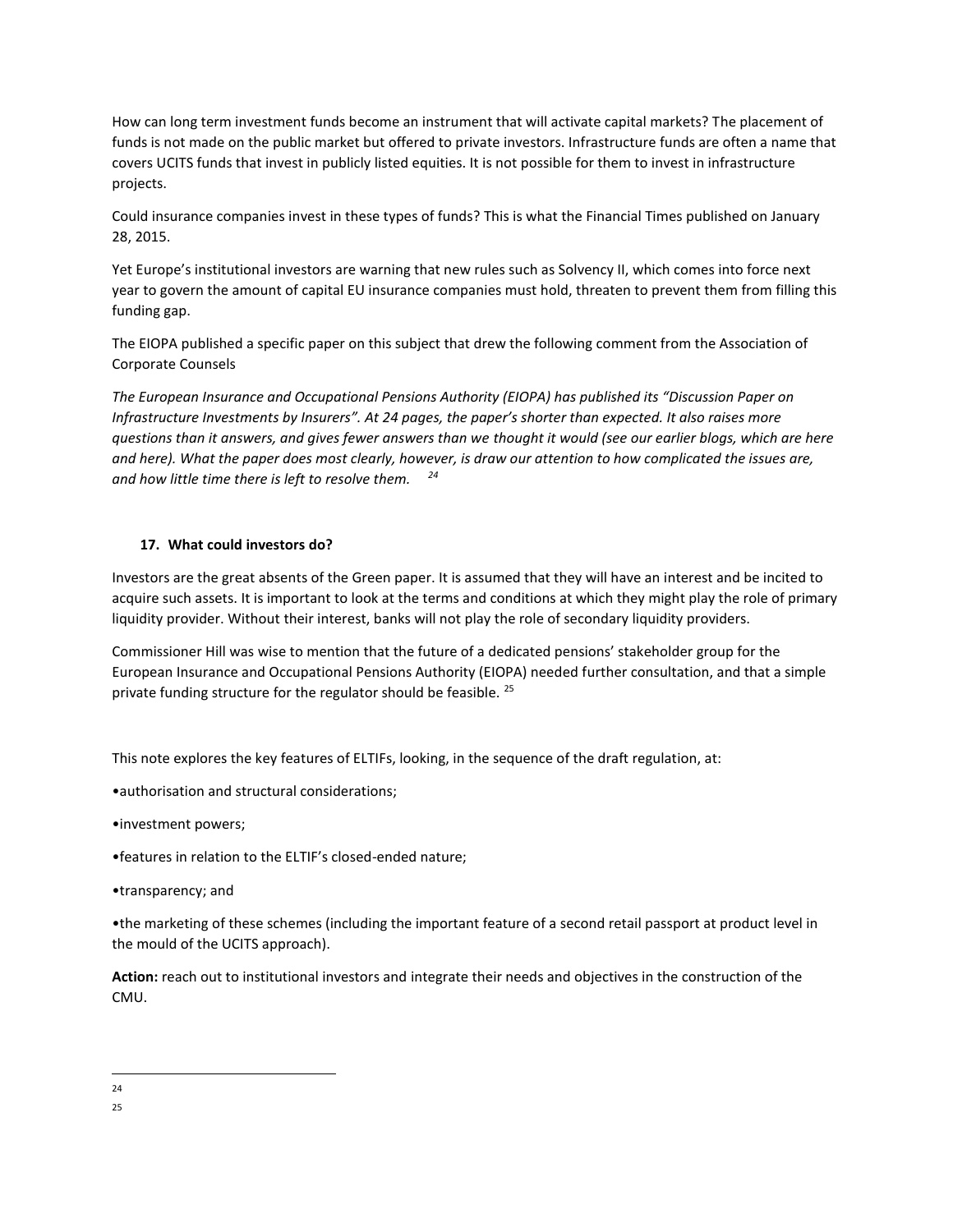How can long term investment funds become an instrument that will activate capital markets? The placement of funds is not made on the public market but offered to private investors. Infrastructure funds are often a name that covers UCITS funds that invest in publicly listed equities. It is not possible for them to invest in infrastructure projects.

Could insurance companies invest in these types of funds? This is what the Financial Times published on January 28, 2015.

Yet Europe's institutional investors are warning that new rules such as Solvency II, which comes into force next year to govern the amount of capital EU insurance companies must hold, threaten to prevent them from filling this funding gap.

The EIOPA published a specific paper on this subject that drew the following comment from the Association of Corporate Counsels

*The European Insurance and Occupational Pensions Authority (EIOPA) has published its "Discussion Paper on Infrastructure Investments by Insurers". At 24 pages, the paper's shorter than expected. It also raises more questions than it answers, and gives fewer answers than we thought it would (see our earlier blogs, which are here and here). What the paper does most clearly, however, is draw our attention to how complicated the issues are, and how little time there is left to resolve them.* [24]

## 17. What could investors do?

Investors are the great absents of the Green paper. It is assumed that they will have an interest and be incited to acquire such assets. It is important to look at the terms and conditions at which they might play the role of primary liquidity provider. Without their interest, banks will not play the role of secondary liquidity providers.

Commissioner Hill was wise to mention that the future of a dedicated pensions' stakeholder group for the European Insurance and Occupational Pensions Authority (EIOPA) needed further consultation, and that a simple private funding structure for the regulator should be feasible. [25]

This note explores the key features of ELTIFs, looking, in the sequence of the draft regulation, at:

- authorisation and structural considerations;
- investment powers;
- features in relation to the ELTIF's closed-ended nature;
- transparency; and
- the marketing of these schemes (including the important feature of a second retail passport at product level in the mould of the UCITS approach).

**Action:** reach out to institutional investors and integrate their needs and objectives in the construction of the CMU.

---

24

25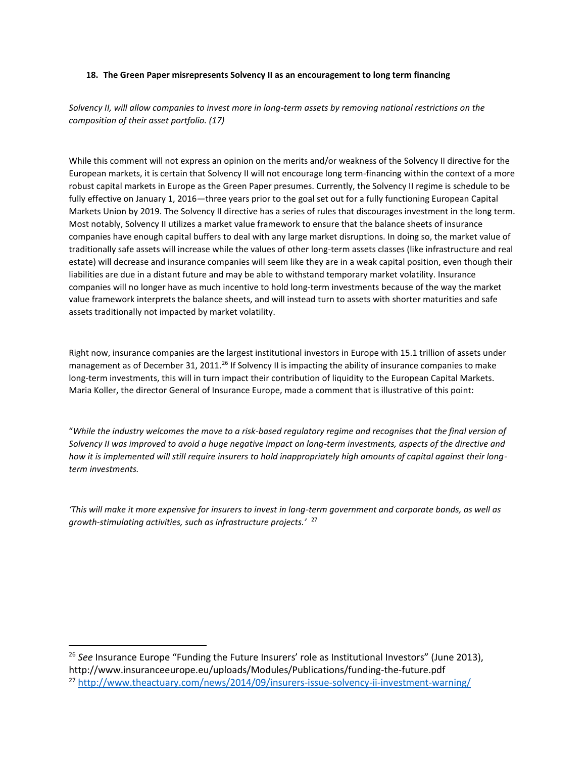### 18. The Green Paper misrepresents Solvency II as an encouragement to long term financing

*Solvency II, will allow companies to invest more in long-term assets by removing national restrictions on the composition of their asset portfolio. (17)*

While this comment will not express an opinion on the merits and/or weakness of the Solvency II directive for the European markets, it is certain that Solvency II will not encourage long term-financing within the context of a more robust capital markets in Europe as the Green Paper presumes. Currently, the Solvency II regime is schedule to be fully effective on January 1, 2016—three years prior to the goal set out for a fully functioning European Capital Markets Union by 2019. The Solvency II directive has a series of rules that discourages investment in the long term. Most notably, Solvency II utilizes a market value framework to ensure that the balance sheets of insurance companies have enough capital buffers to deal with any large market disruptions. In doing so, the market value of traditionally safe assets will increase while the values of other long-term assets classes (like infrastructure and real estate) will decrease and insurance companies will seem like they are in a weak capital position, even though their liabilities are due in a distant future and may be able to withstand temporary market volatility. Insurance companies will no longer have as much incentive to hold long-term investments because of the way the market value framework interprets the balance sheets, and will instead turn to assets with shorter maturities and safe assets traditionally not impacted by market volatility.

Right now, insurance companies are the largest institutional investors in Europe with 15.1 trillion of assets under management as of December 31, 2011.[26] If Solvency II is impacting the ability of insurance companies to make long-term investments, this will in turn impact their contribution of liquidity to the European Capital Markets. Maria Koller, the director General of Insurance Europe, made a comment that is illustrative of this point:

"*While the industry welcomes the move to a risk-based regulatory regime and recognises that the final version of Solvency II was improved to avoid a huge negative impact on long-term investments, aspects of the directive and how it is implemented will still require insurers to hold inappropriately high amounts of capital against their long-term investments.*

*'This will make it more expensive for insurers to invest in long-term government and corporate bonds, as well as growth-stimulating activities, such as infrastructure projects.'* [27]

---

[26] *See* Insurance Europe "Funding the Future Insurers' role as Institutional Investors" (June 2013), http://www.insuranceeurope.eu/uploads/Modules/Publications/funding-the-future.pdf

[27] http://www.theactuary.com/news/2014/09/insurers-issue-solvency-ii-investment-warning/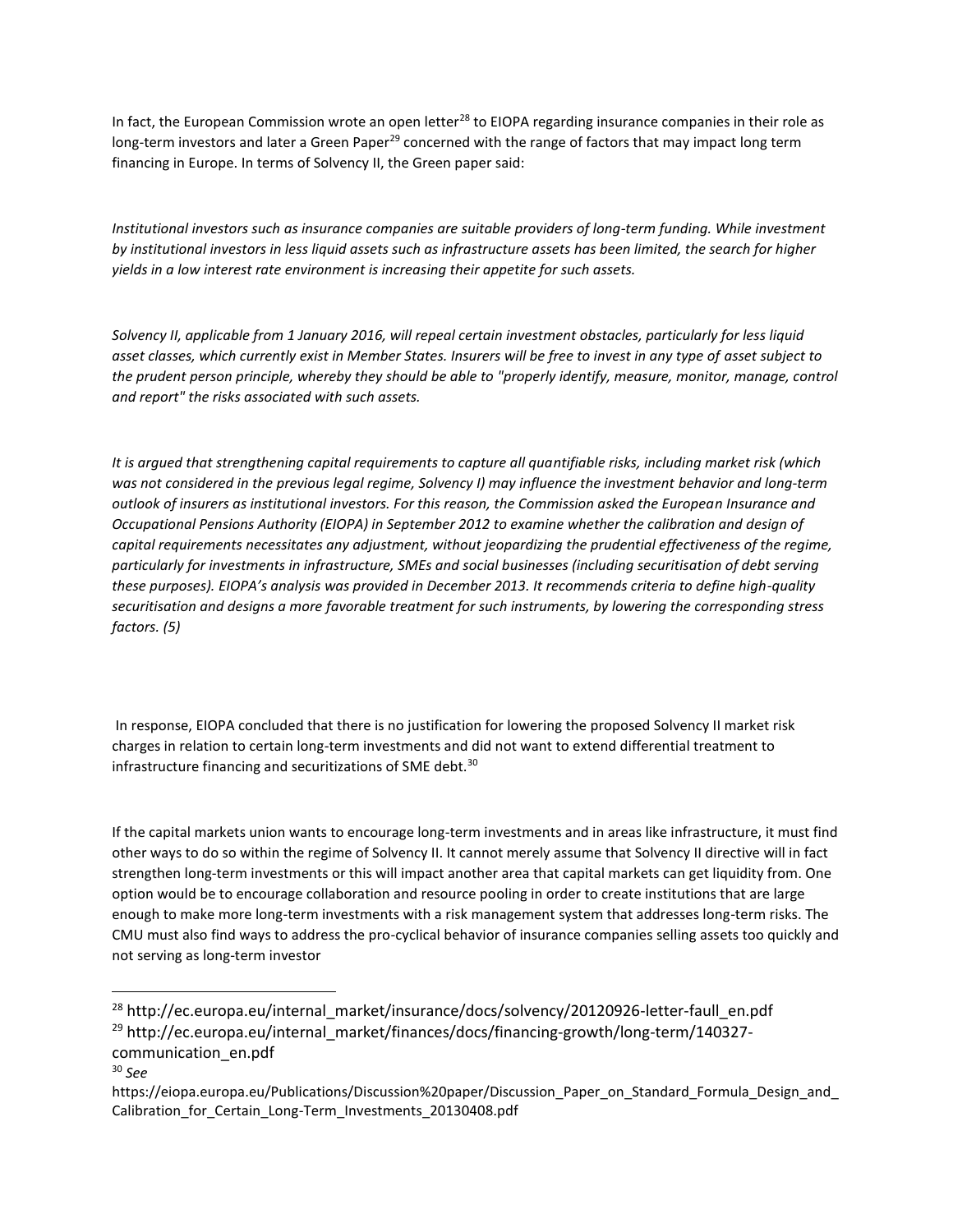In fact, the European Commission wrote an open letter[28] to EIOPA regarding insurance companies in their role as long-term investors and later a Green Paper[29] concerned with the range of factors that may impact long term financing in Europe. In terms of Solvency II, the Green paper said:

*Institutional investors such as insurance companies are suitable providers of long-term funding. While investment by institutional investors in less liquid assets such as infrastructure assets has been limited, the search for higher yields in a low interest rate environment is increasing their appetite for such assets.*

*Solvency II, applicable from 1 January 2016, will repeal certain investment obstacles, particularly for less liquid asset classes, which currently exist in Member States. Insurers will be free to invest in any type of asset subject to the prudent person principle, whereby they should be able to "properly identify, measure, monitor, manage, control and report" the risks associated with such assets.*

*It is argued that strengthening capital requirements to capture all quantifiable risks, including market risk (which was not considered in the previous legal regime, Solvency I) may influence the investment behavior and long-term outlook of insurers as institutional investors. For this reason, the Commission asked the European Insurance and Occupational Pensions Authority (EIOPA) in September 2012 to examine whether the calibration and design of capital requirements necessitates any adjustment, without jeopardizing the prudential effectiveness of the regime, particularly for investments in infrastructure, SMEs and social businesses (including securitisation of debt serving these purposes). EIOPA's analysis was provided in December 2013. It recommends criteria to define high-quality securitisation and designs a more favorable treatment for such instruments, by lowering the corresponding stress factors. (5)*

In response, EIOPA concluded that there is no justification for lowering the proposed Solvency II market risk charges in relation to certain long-term investments and did not want to extend differential treatment to infrastructure financing and securitizations of SME debt.[30]

If the capital markets union wants to encourage long-term investments and in areas like infrastructure, it must find other ways to do so within the regime of Solvency II. It cannot merely assume that Solvency II directive will in fact strengthen long-term investments or this will impact another area that capital markets can get liquidity from. One option would be to encourage collaboration and resource pooling in order to create institutions that are large enough to make more long-term investments with a risk management system that addresses long-term risks. The CMU must also find ways to address the pro-cyclical behavior of insurance companies selling assets too quickly and not serving as long-term investor

---

[28] http://ec.europa.eu/internal_market/insurance/docs/solvency/20120926-letter-faull_en.pdf

[29] http://ec.europa.eu/internal_market/finances/docs/financing-growth/long-term/140327-communication_en.pdf

[30] *See* https://eiopa.europa.eu/Publications/Discussion%20paper/Discussion_Paper_on_Standard_Formula_Design_and_Calibration_for_Certain_Long-Term_Investments_20130408.pdf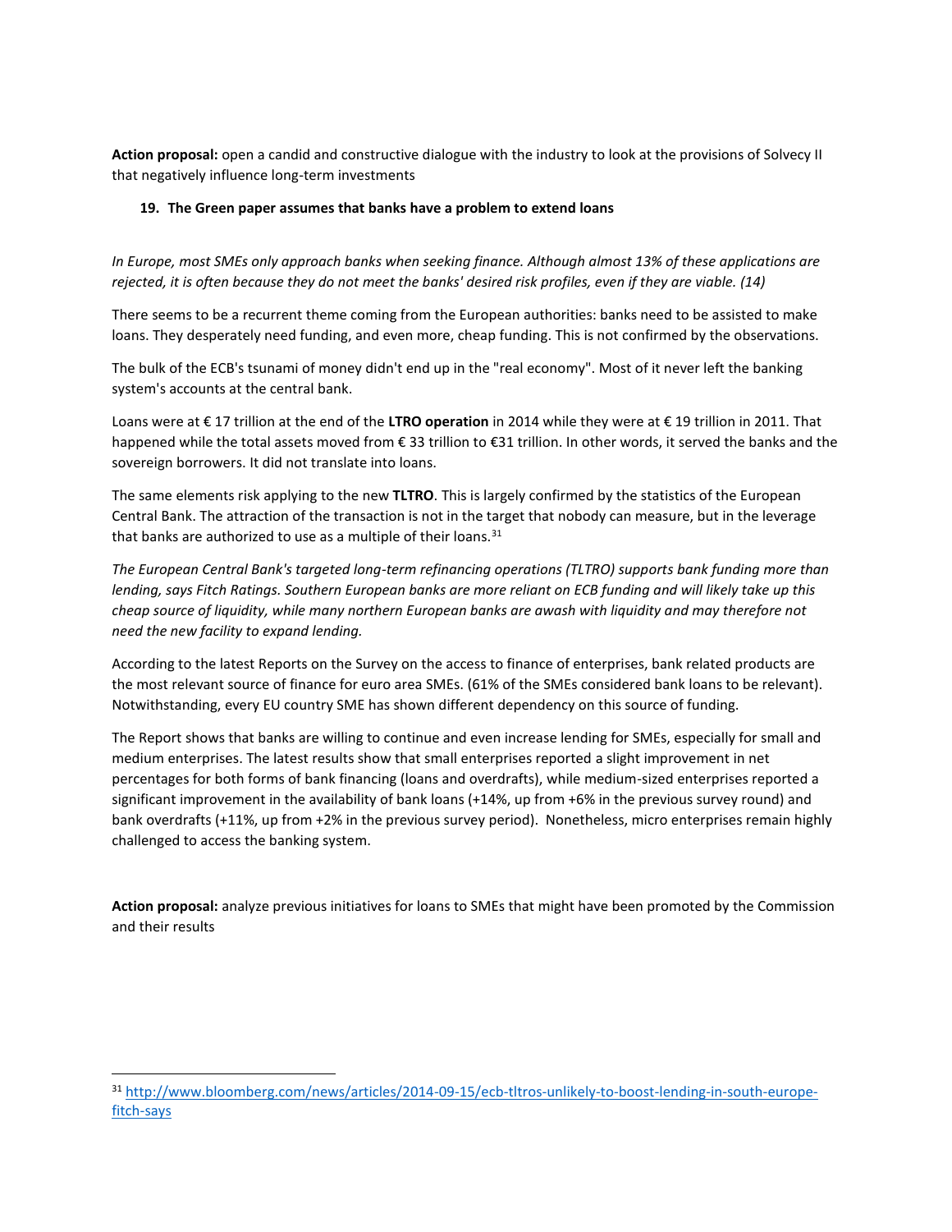**Action proposal:** open a candid and constructive dialogue with the industry to look at the provisions of Solvecy II that negatively influence long-term investments

### 19. The Green paper assumes that banks have a problem to extend loans

*In Europe, most SMEs only approach banks when seeking finance. Although almost 13% of these applications are rejected, it is often because they do not meet the banks' desired risk profiles, even if they are viable. (14)*

There seems to be a recurrent theme coming from the European authorities: banks need to be assisted to make loans. They desperately need funding, and even more, cheap funding. This is not confirmed by the observations.

The bulk of the ECB's tsunami of money didn't end up in the "real economy". Most of it never left the banking system's accounts at the central bank.

Loans were at € 17 trillion at the end of the **LTRO operation** in 2014 while they were at € 19 trillion in 2011. That happened while the total assets moved from € 33 trillion to €31 trillion. In other words, it served the banks and the sovereign borrowers. It did not translate into loans.

The same elements risk applying to the new **TLTRO**. This is largely confirmed by the statistics of the European Central Bank. The attraction of the transaction is not in the target that nobody can measure, but in the leverage that banks are authorized to use as a multiple of their loans.[31]

*The European Central Bank's targeted long-term refinancing operations (TLTRO) supports bank funding more than lending, says Fitch Ratings. Southern European banks are more reliant on ECB funding and will likely take up this cheap source of liquidity, while many northern European banks are awash with liquidity and may therefore not need the new facility to expand lending.*

According to the latest Reports on the Survey on the access to finance of enterprises, bank related products are the most relevant source of finance for euro area SMEs. (61% of the SMEs considered bank loans to be relevant). Notwithstanding, every EU country SME has shown different dependency on this source of funding.

The Report shows that banks are willing to continue and even increase lending for SMEs, especially for small and medium enterprises. The latest results show that small enterprises reported a slight improvement in net percentages for both forms of bank financing (loans and overdrafts), while medium-sized enterprises reported a significant improvement in the availability of bank loans (+14%, up from +6% in the previous survey round) and bank overdrafts (+11%, up from +2% in the previous survey period). Nonetheless, micro enterprises remain highly challenged to access the banking system.

**Action proposal:** analyze previous initiatives for loans to SMEs that might have been promoted by the Commission and their results

---

[31] http://www.bloomberg.com/news/articles/2014-09-15/ecb-tltros-unlikely-to-boost-lending-in-south-europe-fitch-says